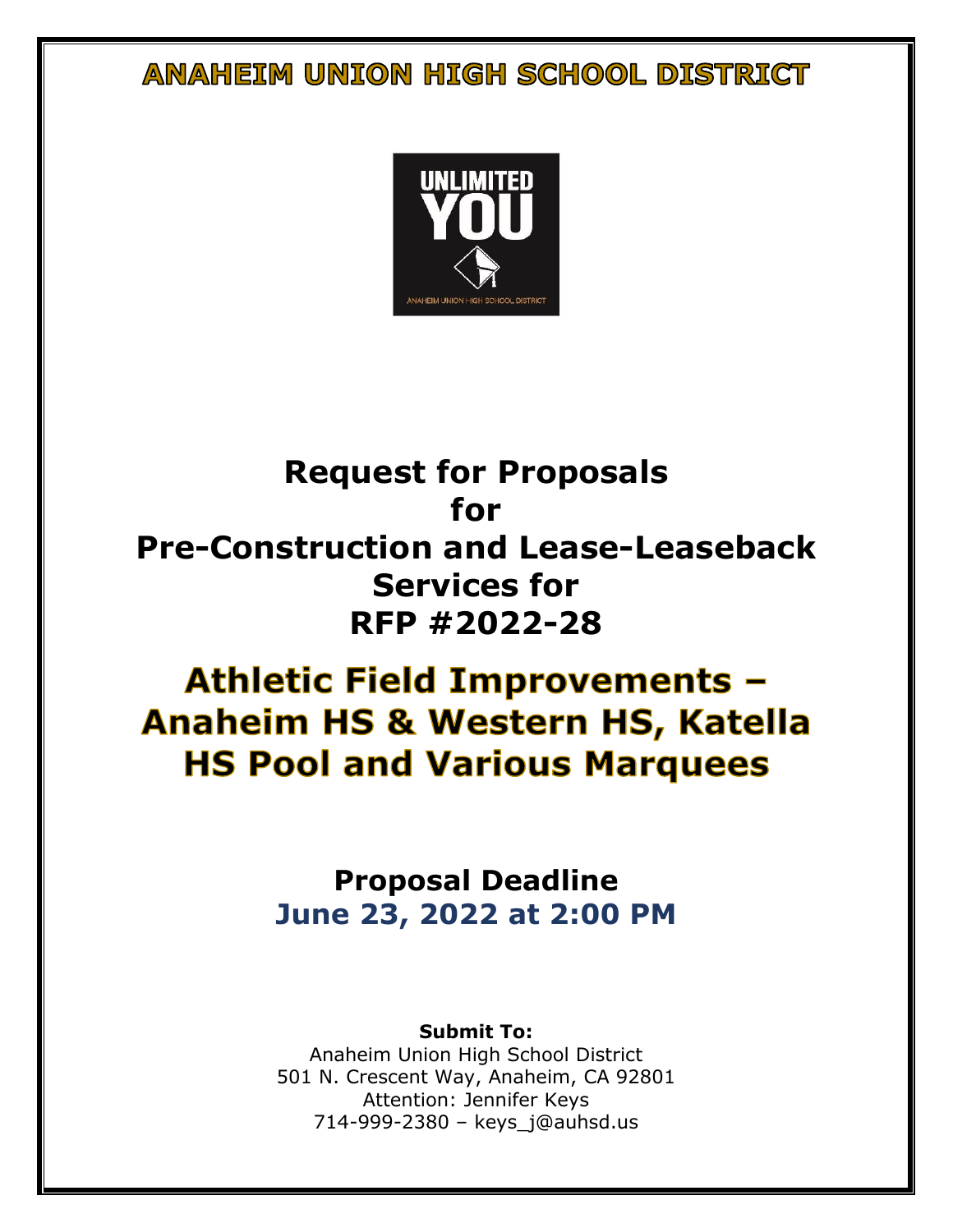# ANAHEIM UNION HIGH SCHOOL DISTRICT

# Request for Proposals for Pre-Construction and Lease-Leaseback Services for RFP #2022-28

# Athletic Field Improvements – Anaheim HS & Western HS, Katella HS Pool and Various Marquees

## Proposal Deadline
**June 23, 2022 at 2:00 PM**

**Submit To:**
Anaheim Union High School District
501 N. Crescent Way, Anaheim, CA 92801
Attention: Jennifer Keys
714-999-2380 – keys_j@auhsd.us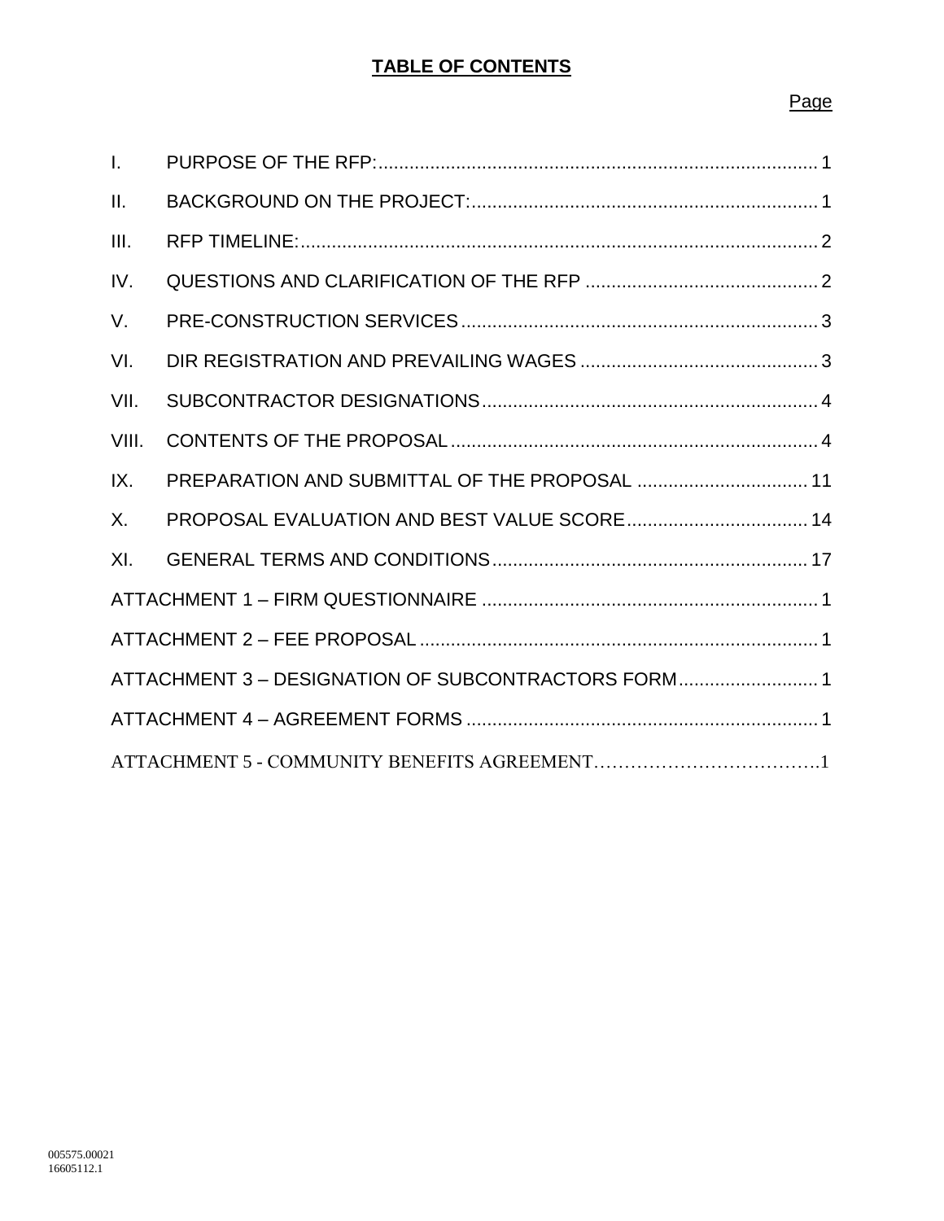# TABLE OF CONTENTS

| | | Page |
|---|---|---|
| I. | PURPOSE OF THE RFP: | 1 |
| II. | BACKGROUND ON THE PROJECT: | 1 |
| III. | RFP TIMELINE: | 2 |
| IV. | QUESTIONS AND CLARIFICATION OF THE RFP | 2 |
| V. | PRE-CONSTRUCTION SERVICES | 3 |
| VI. | DIR REGISTRATION AND PREVAILING WAGES | 3 |
| VII. | SUBCONTRACTOR DESIGNATIONS | 4 |
| VIII. | CONTENTS OF THE PROPOSAL | 4 |
| IX. | PREPARATION AND SUBMITTAL OF THE PROPOSAL | 11 |
| X. | PROPOSAL EVALUATION AND BEST VALUE SCORE | 14 |
| XI. | GENERAL TERMS AND CONDITIONS | 17 |
| ATTACHMENT 1 – FIRM QUESTIONNAIRE | | 1 |
| ATTACHMENT 2 – FEE PROPOSAL | | 1 |
| ATTACHMENT 3 – DESIGNATION OF SUBCONTRACTORS FORM | | 1 |
| ATTACHMENT 4 – AGREEMENT FORMS | | 1 |
| ATTACHMENT 5 - COMMUNITY BENEFITS AGREEMENT | | 1 |

005575.00021
16605112.1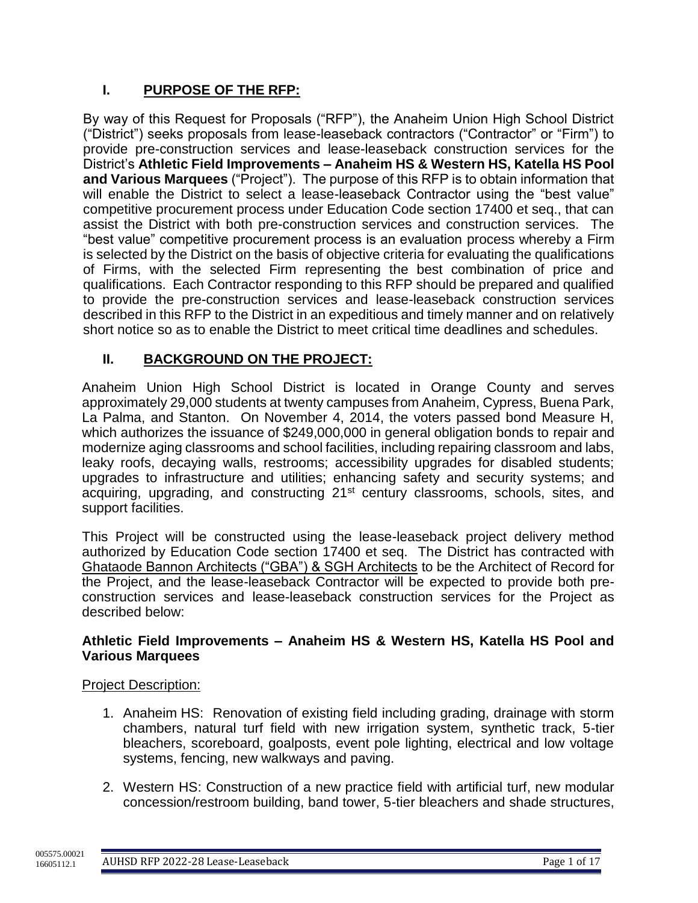## I. PURPOSE OF THE RFP:

By way of this Request for Proposals ("RFP"), the Anaheim Union High School District ("District") seeks proposals from lease-leaseback contractors ("Contractor" or "Firm") to provide pre-construction services and lease-leaseback construction services for the District's **Athletic Field Improvements – Anaheim HS & Western HS, Katella HS Pool and Various Marquees** ("Project"). The purpose of this RFP is to obtain information that will enable the District to select a lease-leaseback Contractor using the "best value" competitive procurement process under Education Code section 17400 et seq., that can assist the District with both pre-construction services and construction services. The "best value" competitive procurement process is an evaluation process whereby a Firm is selected by the District on the basis of objective criteria for evaluating the qualifications of Firms, with the selected Firm representing the best combination of price and qualifications. Each Contractor responding to this RFP should be prepared and qualified to provide the pre-construction services and lease-leaseback construction services described in this RFP to the District in an expeditious and timely manner and on relatively short notice so as to enable the District to meet critical time deadlines and schedules.

## II. BACKGROUND ON THE PROJECT:

Anaheim Union High School District is located in Orange County and serves approximately 29,000 students at twenty campuses from Anaheim, Cypress, Buena Park, La Palma, and Stanton. On November 4, 2014, the voters passed bond Measure H, which authorizes the issuance of $249,000,000 in general obligation bonds to repair and modernize aging classrooms and school facilities, including repairing classroom and labs, leaky roofs, decaying walls, restrooms; accessibility upgrades for disabled students; upgrades to infrastructure and utilities; enhancing safety and security systems; and acquiring, upgrading, and constructing 21st century classrooms, schools, sites, and support facilities.

This Project will be constructed using the lease-leaseback project delivery method authorized by Education Code section 17400 et seq. The District has contracted with Ghataode Bannon Architects ("GBA") & SGH Architects to be the Architect of Record for the Project, and the lease-leaseback Contractor will be expected to provide both pre-construction services and lease-leaseback construction services for the Project as described below:

**Athletic Field Improvements – Anaheim HS & Western HS, Katella HS Pool and Various Marquees**

Project Description:

1. Anaheim HS: Renovation of existing field including grading, drainage with storm chambers, natural turf field with new irrigation system, synthetic track, 5-tier bleachers, scoreboard, goalposts, event pole lighting, electrical and low voltage systems, fencing, new walkways and paving.

2. Western HS: Construction of a new practice field with artificial turf, new modular concession/restroom building, band tower, 5-tier bleachers and shade structures,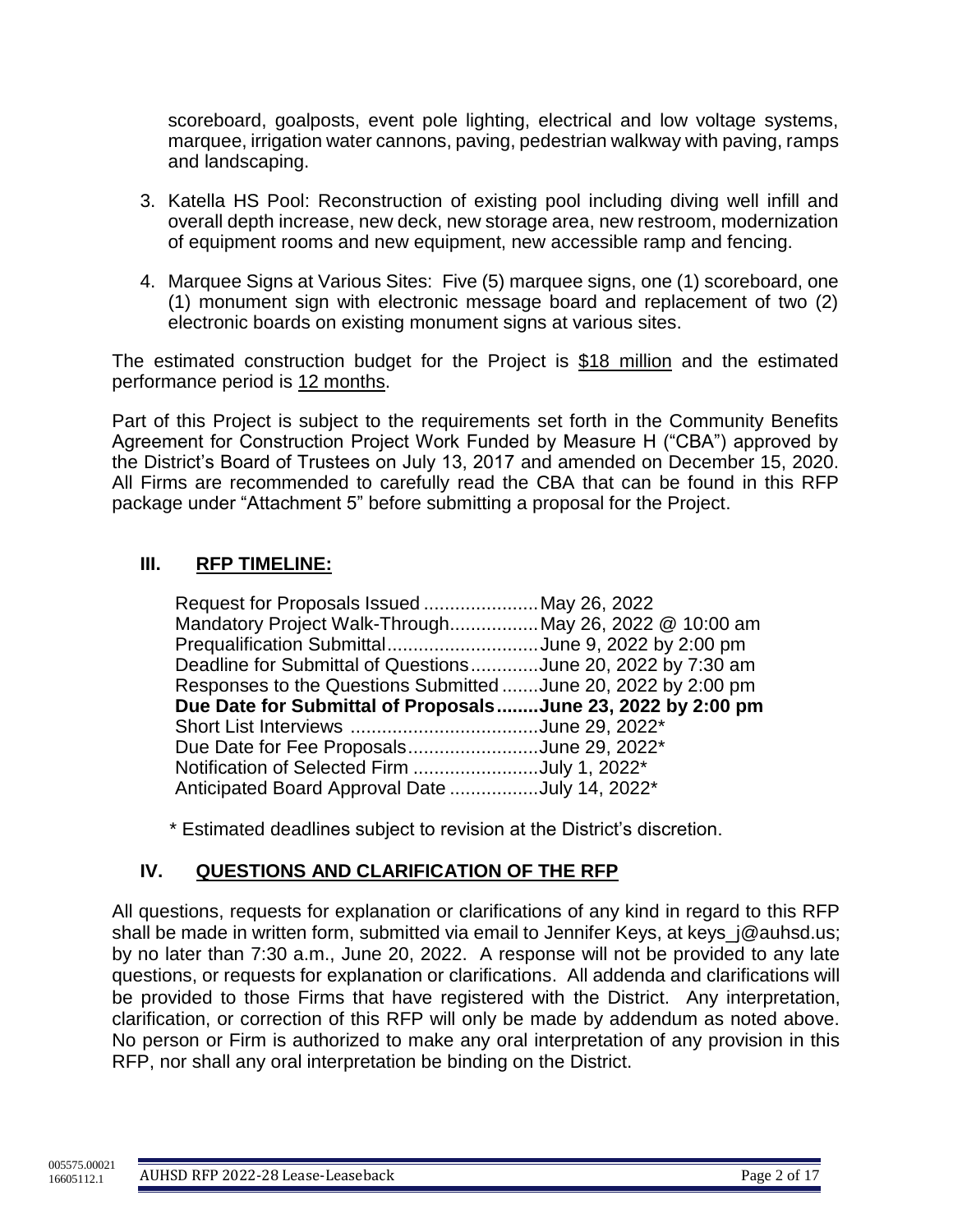scoreboard, goalposts, event pole lighting, electrical and low voltage systems, marquee, irrigation water cannons, paving, pedestrian walkway with paving, ramps and landscaping.

3. Katella HS Pool: Reconstruction of existing pool including diving well infill and overall depth increase, new deck, new storage area, new restroom, modernization of equipment rooms and new equipment, new accessible ramp and fencing.

4. Marquee Signs at Various Sites: Five (5) marquee signs, one (1) scoreboard, one (1) monument sign with electronic message board and replacement of two (2) electronic boards on existing monument signs at various sites.

The estimated construction budget for the Project is <u>$18 million</u> and the estimated performance period is <u>12 months</u>.

Part of this Project is subject to the requirements set forth in the Community Benefits Agreement for Construction Project Work Funded by Measure H ("CBA") approved by the District's Board of Trustees on July 13, 2017 and amended on December 15, 2020. All Firms are recommended to carefully read the CBA that can be found in this RFP package under "Attachment 5" before submitting a proposal for the Project.

## III. RFP TIMELINE:

Request for Proposals Issued ...................... May 26, 2022
Mandatory Project Walk-Through................. May 26, 2022 @ 10:00 am
Prequalification Submittal............................. June 9, 2022 by 2:00 pm
Deadline for Submittal of Questions............. June 20, 2022 by 7:30 am
Responses to the Questions Submitted ....... June 20, 2022 by 2:00 pm
**Due Date for Submittal of Proposals........ June 23, 2022 by 2:00 pm**
Short List Interviews .................................... June 29, 2022*
Due Date for Fee Proposals......................... June 29, 2022*
Notification of Selected Firm ........................ July 1, 2022*
Anticipated Board Approval Date ................. July 14, 2022*

\* Estimated deadlines subject to revision at the District's discretion.

## IV. QUESTIONS AND CLARIFICATION OF THE RFP

All questions, requests for explanation or clarifications of any kind in regard to this RFP shall be made in written form, submitted via email to Jennifer Keys, at keys_j@auhsd.us; by no later than 7:30 a.m., June 20, 2022. A response will not be provided to any late questions, or requests for explanation or clarifications. All addenda and clarifications will be provided to those Firms that have registered with the District. Any interpretation, clarification, or correction of this RFP will only be made by addendum as noted above. No person or Firm is authorized to make any oral interpretation of any provision in this RFP, nor shall any oral interpretation be binding on the District.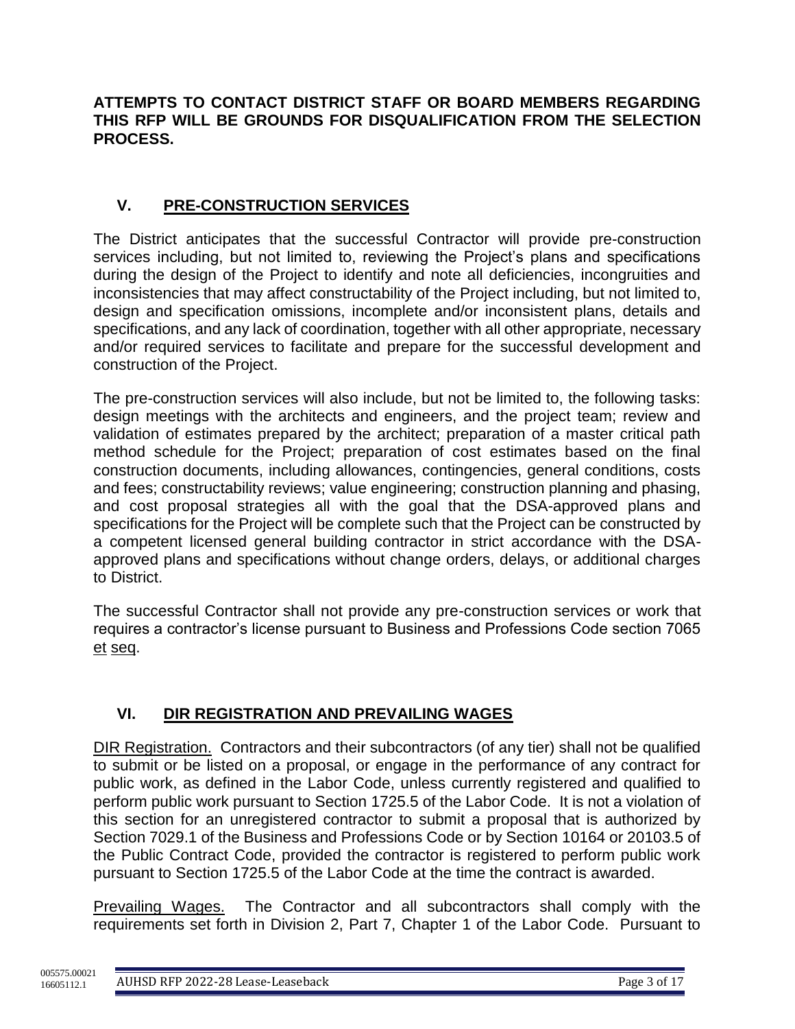**ATTEMPTS TO CONTACT DISTRICT STAFF OR BOARD MEMBERS REGARDING THIS RFP WILL BE GROUNDS FOR DISQUALIFICATION FROM THE SELECTION PROCESS.**

## V. PRE-CONSTRUCTION SERVICES

The District anticipates that the successful Contractor will provide pre-construction services including, but not limited to, reviewing the Project's plans and specifications during the design of the Project to identify and note all deficiencies, incongruities and inconsistencies that may affect constructability of the Project including, but not limited to, design and specification omissions, incomplete and/or inconsistent plans, details and specifications, and any lack of coordination, together with all other appropriate, necessary and/or required services to facilitate and prepare for the successful development and construction of the Project.

The pre-construction services will also include, but not be limited to, the following tasks: design meetings with the architects and engineers, and the project team; review and validation of estimates prepared by the architect; preparation of a master critical path method schedule for the Project; preparation of cost estimates based on the final construction documents, including allowances, contingencies, general conditions, costs and fees; constructability reviews; value engineering; construction planning and phasing, and cost proposal strategies all with the goal that the DSA-approved plans and specifications for the Project will be complete such that the Project can be constructed by a competent licensed general building contractor in strict accordance with the DSA-approved plans and specifications without change orders, delays, or additional charges to District.

The successful Contractor shall not provide any pre-construction services or work that requires a contractor's license pursuant to Business and Professions Code section 7065 et seq.

## VI. DIR REGISTRATION AND PREVAILING WAGES

DIR Registration. Contractors and their subcontractors (of any tier) shall not be qualified to submit or be listed on a proposal, or engage in the performance of any contract for public work, as defined in the Labor Code, unless currently registered and qualified to perform public work pursuant to Section 1725.5 of the Labor Code. It is not a violation of this section for an unregistered contractor to submit a proposal that is authorized by Section 7029.1 of the Business and Professions Code or by Section 10164 or 20103.5 of the Public Contract Code, provided the contractor is registered to perform public work pursuant to Section 1725.5 of the Labor Code at the time the contract is awarded.

Prevailing Wages. The Contractor and all subcontractors shall comply with the requirements set forth in Division 2, Part 7, Chapter 1 of the Labor Code. Pursuant to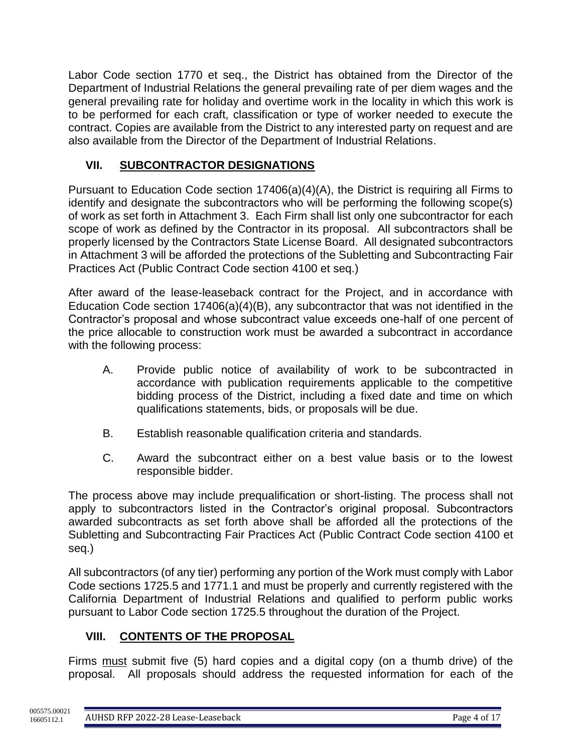Labor Code section 1770 et seq., the District has obtained from the Director of the Department of Industrial Relations the general prevailing rate of per diem wages and the general prevailing rate for holiday and overtime work in the locality in which this work is to be performed for each craft, classification or type of worker needed to execute the contract. Copies are available from the District to any interested party on request and are also available from the Director of the Department of Industrial Relations.

## VII. SUBCONTRACTOR DESIGNATIONS

Pursuant to Education Code section 17406(a)(4)(A), the District is requiring all Firms to identify and designate the subcontractors who will be performing the following scope(s) of work as set forth in Attachment 3. Each Firm shall list only one subcontractor for each scope of work as defined by the Contractor in its proposal. All subcontractors shall be properly licensed by the Contractors State License Board. All designated subcontractors in Attachment 3 will be afforded the protections of the Subletting and Subcontracting Fair Practices Act (Public Contract Code section 4100 et seq.)

After award of the lease-leaseback contract for the Project, and in accordance with Education Code section 17406(a)(4)(B), any subcontractor that was not identified in the Contractor's proposal and whose subcontract value exceeds one-half of one percent of the price allocable to construction work must be awarded a subcontract in accordance with the following process:

A. Provide public notice of availability of work to be subcontracted in accordance with publication requirements applicable to the competitive bidding process of the District, including a fixed date and time on which qualifications statements, bids, or proposals will be due.

B. Establish reasonable qualification criteria and standards.

C. Award the subcontract either on a best value basis or to the lowest responsible bidder.

The process above may include prequalification or short-listing. The process shall not apply to subcontractors listed in the Contractor's original proposal. Subcontractors awarded subcontracts as set forth above shall be afforded all the protections of the Subletting and Subcontracting Fair Practices Act (Public Contract Code section 4100 et seq.)

All subcontractors (of any tier) performing any portion of the Work must comply with Labor Code sections 1725.5 and 1771.1 and must be properly and currently registered with the California Department of Industrial Relations and qualified to perform public works pursuant to Labor Code section 1725.5 throughout the duration of the Project.

## VIII. CONTENTS OF THE PROPOSAL

Firms must submit five (5) hard copies and a digital copy (on a thumb drive) of the proposal. All proposals should address the requested information for each of the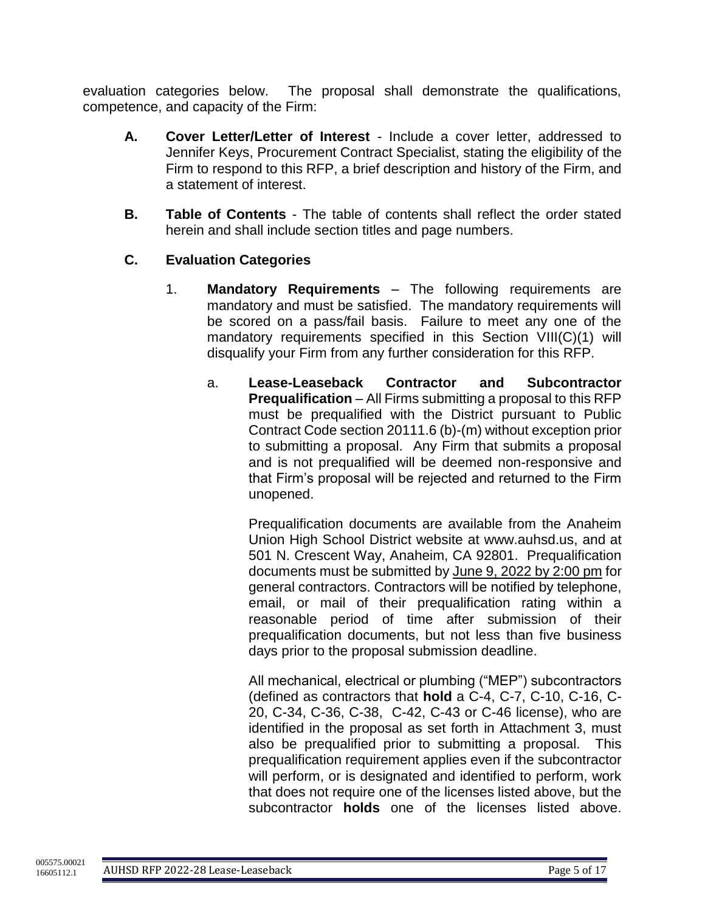evaluation categories below. The proposal shall demonstrate the qualifications, competence, and capacity of the Firm:

**A. Cover Letter/Letter of Interest** - Include a cover letter, addressed to Jennifer Keys, Procurement Contract Specialist, stating the eligibility of the Firm to respond to this RFP, a brief description and history of the Firm, and a statement of interest.

**B. Table of Contents** - The table of contents shall reflect the order stated herein and shall include section titles and page numbers.

**C. Evaluation Categories**

1. **Mandatory Requirements** – The following requirements are mandatory and must be satisfied. The mandatory requirements will be scored on a pass/fail basis. Failure to meet any one of the mandatory requirements specified in this Section VIII(C)(1) will disqualify your Firm from any further consideration for this RFP.

   a. **Lease-Leaseback Contractor and Subcontractor Prequalification** – All Firms submitting a proposal to this RFP must be prequalified with the District pursuant to Public Contract Code section 20111.6 (b)-(m) without exception prior to submitting a proposal. Any Firm that submits a proposal and is not prequalified will be deemed non-responsive and that Firm's proposal will be rejected and returned to the Firm unopened.

      Prequalification documents are available from the Anaheim Union High School District website at www.auhsd.us, and at 501 N. Crescent Way, Anaheim, CA 92801. Prequalification documents must be submitted by June 9, 2022 by 2:00 pm for general contractors. Contractors will be notified by telephone, email, or mail of their prequalification rating within a reasonable period of time after submission of their prequalification documents, but not less than five business days prior to the proposal submission deadline.

      All mechanical, electrical or plumbing ("MEP") subcontractors (defined as contractors that **hold** a C-4, C-7, C-10, C-16, C-20, C-34, C-36, C-38, C-42, C-43 or C-46 license), who are identified in the proposal as set forth in Attachment 3, must also be prequalified prior to submitting a proposal. This prequalification requirement applies even if the subcontractor will perform, or is designated and identified to perform, work that does not require one of the licenses listed above, but the subcontractor **holds** one of the licenses listed above.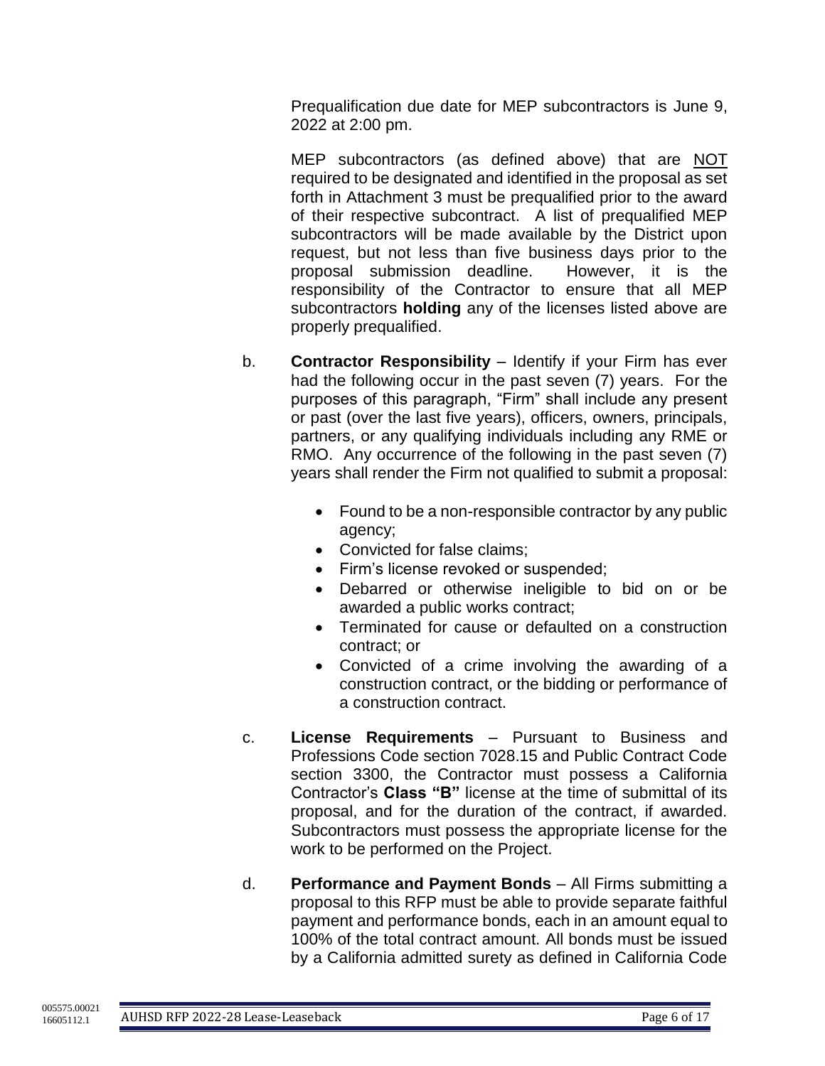Prequalification due date for MEP subcontractors is June 9, 2022 at 2:00 pm.

MEP subcontractors (as defined above) that are <u>NOT</u> required to be designated and identified in the proposal as set forth in Attachment 3 must be prequalified prior to the award of their respective subcontract. A list of prequalified MEP subcontractors will be made available by the District upon request, but not less than five business days prior to the proposal submission deadline. However, it is the responsibility of the Contractor to ensure that all MEP subcontractors **holding** any of the licenses listed above are properly prequalified.

b. **Contractor Responsibility** – Identify if your Firm has ever had the following occur in the past seven (7) years. For the purposes of this paragraph, "Firm" shall include any present or past (over the last five years), officers, owners, principals, partners, or any qualifying individuals including any RME or RMO. Any occurrence of the following in the past seven (7) years shall render the Firm not qualified to submit a proposal:

- Found to be a non-responsible contractor by any public agency;
- Convicted for false claims;
- Firm's license revoked or suspended;
- Debarred or otherwise ineligible to bid on or be awarded a public works contract;
- Terminated for cause or defaulted on a construction contract; or
- Convicted of a crime involving the awarding of a construction contract, or the bidding or performance of a construction contract.

c. **License Requirements** – Pursuant to Business and Professions Code section 7028.15 and Public Contract Code section 3300, the Contractor must possess a California Contractor's **Class "B"** license at the time of submittal of its proposal, and for the duration of the contract, if awarded. Subcontractors must possess the appropriate license for the work to be performed on the Project.

d. **Performance and Payment Bonds** – All Firms submitting a proposal to this RFP must be able to provide separate faithful payment and performance bonds, each in an amount equal to 100% of the total contract amount. All bonds must be issued by a California admitted surety as defined in California Code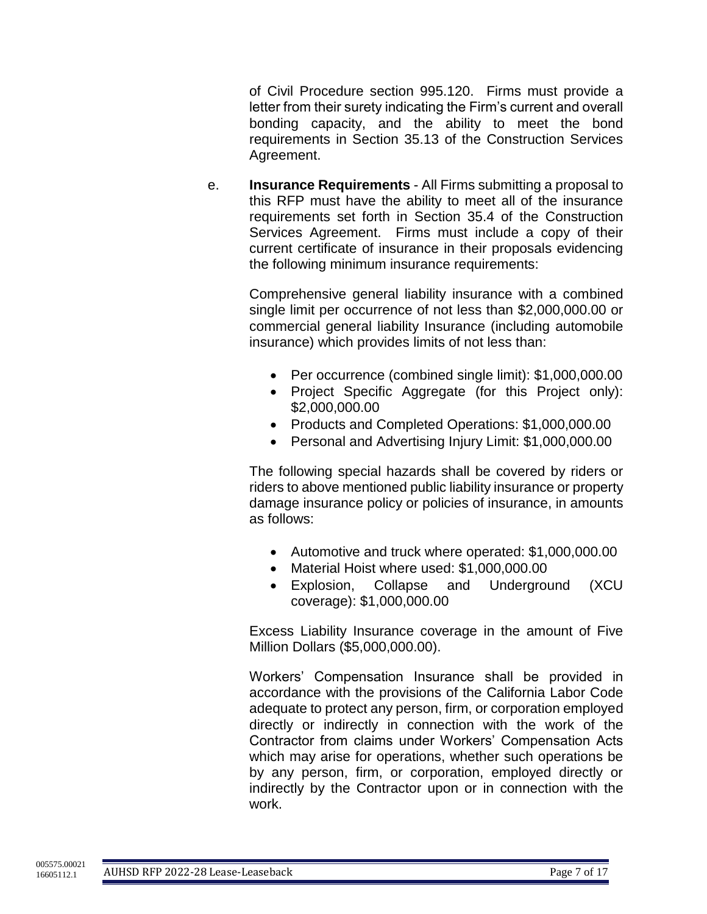of Civil Procedure section 995.120. Firms must provide a letter from their surety indicating the Firm's current and overall bonding capacity, and the ability to meet the bond requirements in Section 35.13 of the Construction Services Agreement.

e. **Insurance Requirements** - All Firms submitting a proposal to this RFP must have the ability to meet all of the insurance requirements set forth in Section 35.4 of the Construction Services Agreement. Firms must include a copy of their current certificate of insurance in their proposals evidencing the following minimum insurance requirements:

Comprehensive general liability insurance with a combined single limit per occurrence of not less than $2,000,000.00 or commercial general liability Insurance (including automobile insurance) which provides limits of not less than:

- Per occurrence (combined single limit): $1,000,000.00
- Project Specific Aggregate (for this Project only): $2,000,000.00
- Products and Completed Operations: $1,000,000.00
- Personal and Advertising Injury Limit: $1,000,000.00

The following special hazards shall be covered by riders or riders to above mentioned public liability insurance or property damage insurance policy or policies of insurance, in amounts as follows:

- Automotive and truck where operated: $1,000,000.00
- Material Hoist where used: $1,000,000.00
- Explosion, Collapse and Underground (XCU coverage): $1,000,000.00

Excess Liability Insurance coverage in the amount of Five Million Dollars ($5,000,000.00).

Workers' Compensation Insurance shall be provided in accordance with the provisions of the California Labor Code adequate to protect any person, firm, or corporation employed directly or indirectly in connection with the work of the Contractor from claims under Workers' Compensation Acts which may arise for operations, whether such operations be by any person, firm, or corporation, employed directly or indirectly by the Contractor upon or in connection with the work.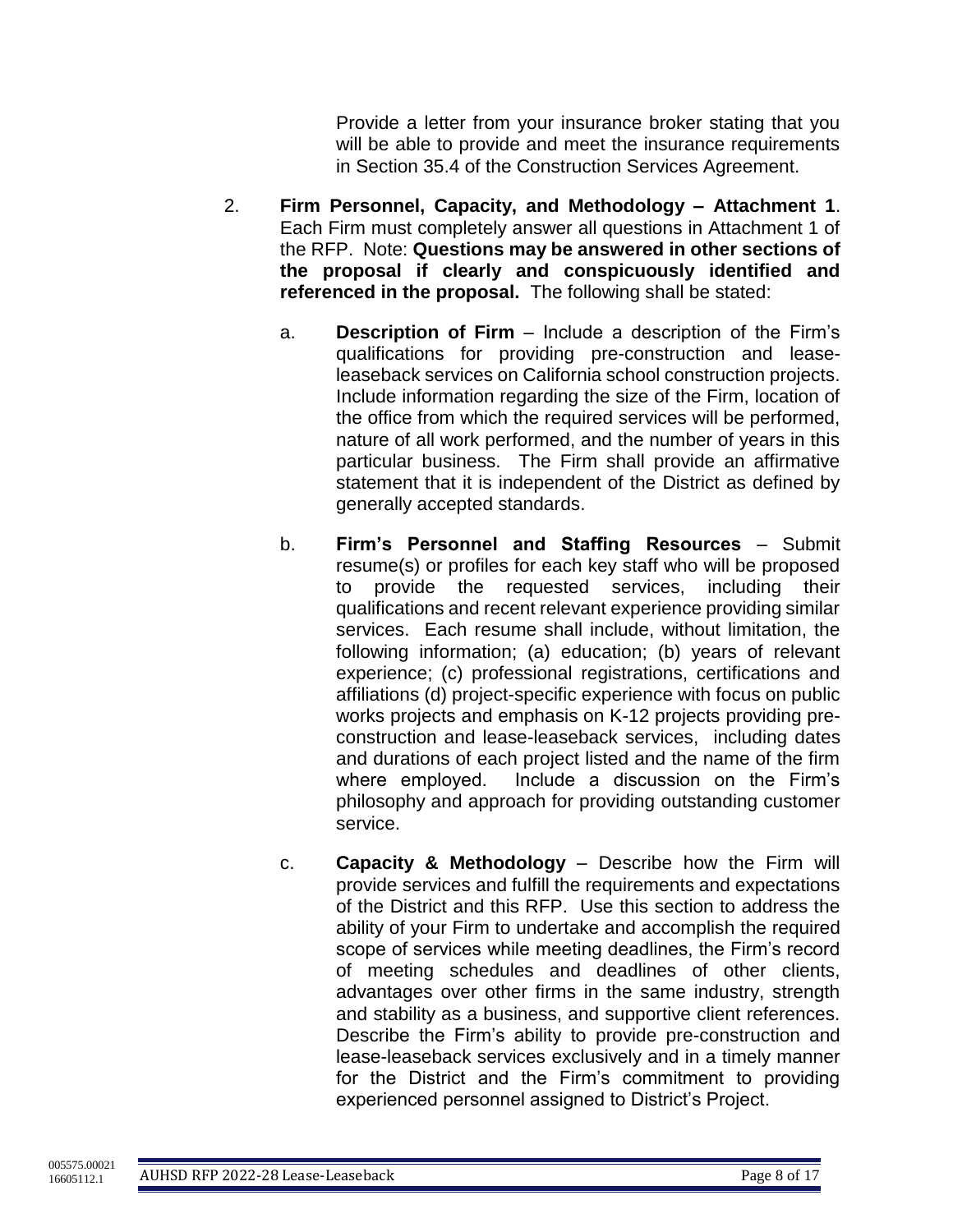Provide a letter from your insurance broker stating that you will be able to provide and meet the insurance requirements in Section 35.4 of the Construction Services Agreement.

2. **Firm Personnel, Capacity, and Methodology – Attachment 1**. Each Firm must completely answer all questions in Attachment 1 of the RFP. Note: **Questions may be answered in other sections of the proposal if clearly and conspicuously identified and referenced in the proposal.** The following shall be stated:

   a. **Description of Firm** – Include a description of the Firm's qualifications for providing pre-construction and lease-leaseback services on California school construction projects. Include information regarding the size of the Firm, location of the office from which the required services will be performed, nature of all work performed, and the number of years in this particular business. The Firm shall provide an affirmative statement that it is independent of the District as defined by generally accepted standards.

   b. **Firm's Personnel and Staffing Resources** – Submit resume(s) or profiles for each key staff who will be proposed to provide the requested services, including their qualifications and recent relevant experience providing similar services. Each resume shall include, without limitation, the following information; (a) education; (b) years of relevant experience; (c) professional registrations, certifications and affiliations (d) project-specific experience with focus on public works projects and emphasis on K-12 projects providing pre-construction and lease-leaseback services, including dates and durations of each project listed and the name of the firm where employed. Include a discussion on the Firm's philosophy and approach for providing outstanding customer service.

   c. **Capacity & Methodology** – Describe how the Firm will provide services and fulfill the requirements and expectations of the District and this RFP. Use this section to address the ability of your Firm to undertake and accomplish the required scope of services while meeting deadlines, the Firm's record of meeting schedules and deadlines of other clients, advantages over other firms in the same industry, strength and stability as a business, and supportive client references. Describe the Firm's ability to provide pre-construction and lease-leaseback services exclusively and in a timely manner for the District and the Firm's commitment to providing experienced personnel assigned to District's Project.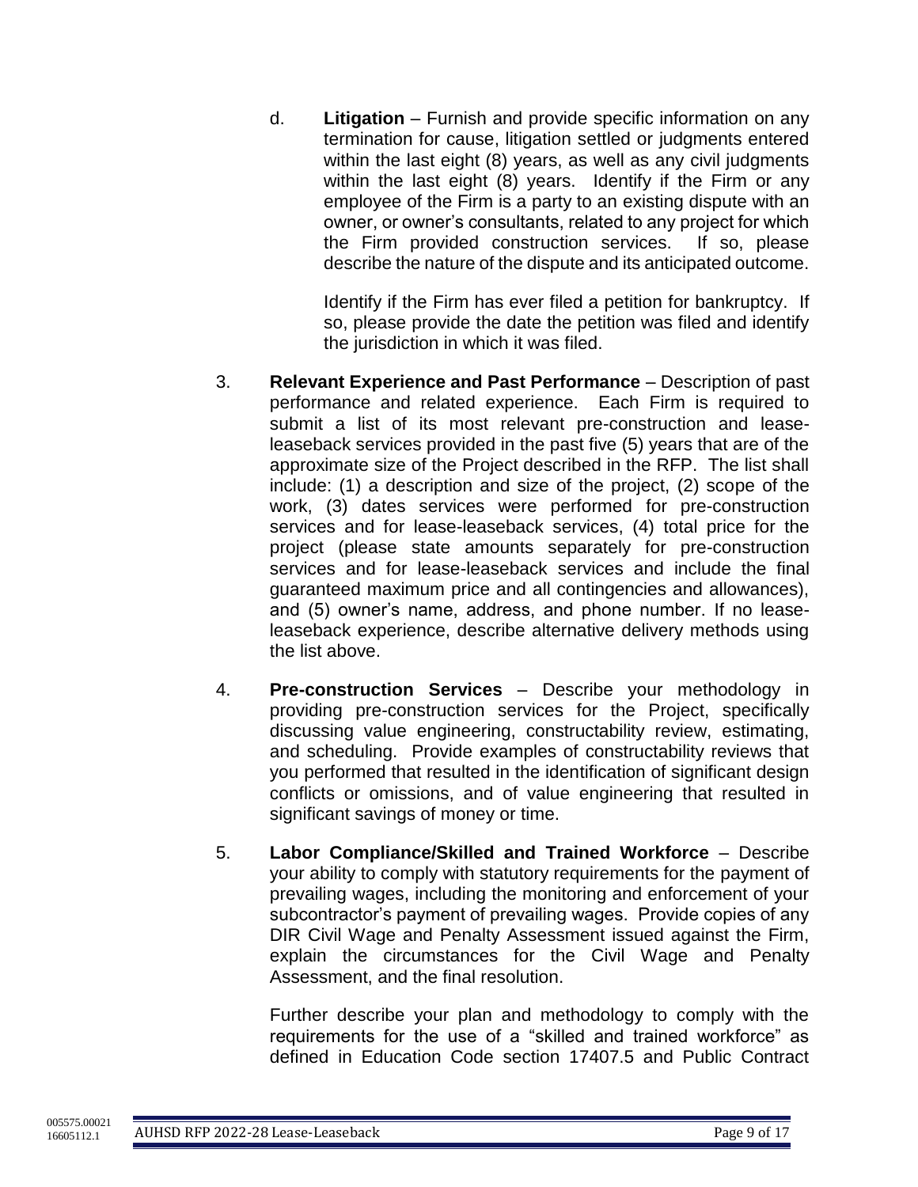d. **Litigation** – Furnish and provide specific information on any termination for cause, litigation settled or judgments entered within the last eight (8) years, as well as any civil judgments within the last eight (8) years. Identify if the Firm or any employee of the Firm is a party to an existing dispute with an owner, or owner's consultants, related to any project for which the Firm provided construction services. If so, please describe the nature of the dispute and its anticipated outcome.

   Identify if the Firm has ever filed a petition for bankruptcy. If so, please provide the date the petition was filed and identify the jurisdiction in which it was filed.

3. **Relevant Experience and Past Performance** – Description of past performance and related experience. Each Firm is required to submit a list of its most relevant pre-construction and lease-leaseback services provided in the past five (5) years that are of the approximate size of the Project described in the RFP. The list shall include: (1) a description and size of the project, (2) scope of the work, (3) dates services were performed for pre-construction services and for lease-leaseback services, (4) total price for the project (please state amounts separately for pre-construction services and for lease-leaseback services and include the final guaranteed maximum price and all contingencies and allowances), and (5) owner's name, address, and phone number. If no lease-leaseback experience, describe alternative delivery methods using the list above.

4. **Pre-construction Services** – Describe your methodology in providing pre-construction services for the Project, specifically discussing value engineering, constructability review, estimating, and scheduling. Provide examples of constructability reviews that you performed that resulted in the identification of significant design conflicts or omissions, and of value engineering that resulted in significant savings of money or time.

5. **Labor Compliance/Skilled and Trained Workforce** – Describe your ability to comply with statutory requirements for the payment of prevailing wages, including the monitoring and enforcement of your subcontractor's payment of prevailing wages. Provide copies of any DIR Civil Wage and Penalty Assessment issued against the Firm, explain the circumstances for the Civil Wage and Penalty Assessment, and the final resolution.

   Further describe your plan and methodology to comply with the requirements for the use of a "skilled and trained workforce" as defined in Education Code section 17407.5 and Public Contract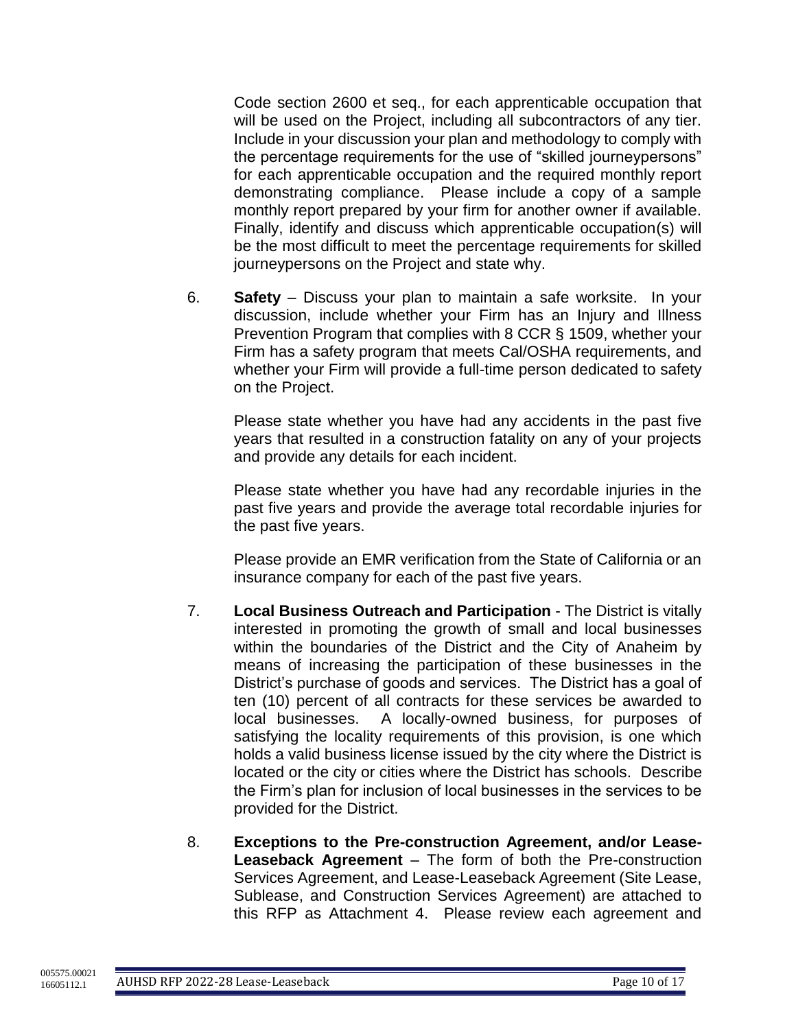Code section 2600 et seq., for each apprenticable occupation that will be used on the Project, including all subcontractors of any tier. Include in your discussion your plan and methodology to comply with the percentage requirements for the use of "skilled journeypersons" for each apprenticable occupation and the required monthly report demonstrating compliance. Please include a copy of a sample monthly report prepared by your firm for another owner if available. Finally, identify and discuss which apprenticable occupation(s) will be the most difficult to meet the percentage requirements for skilled journeypersons on the Project and state why.

6. **Safety** – Discuss your plan to maintain a safe worksite. In your discussion, include whether your Firm has an Injury and Illness Prevention Program that complies with 8 CCR § 1509, whether your Firm has a safety program that meets Cal/OSHA requirements, and whether your Firm will provide a full-time person dedicated to safety on the Project.

   Please state whether you have had any accidents in the past five years that resulted in a construction fatality on any of your projects and provide any details for each incident.

   Please state whether you have had any recordable injuries in the past five years and provide the average total recordable injuries for the past five years.

   Please provide an EMR verification from the State of California or an insurance company for each of the past five years.

7. **Local Business Outreach and Participation** - The District is vitally interested in promoting the growth of small and local businesses within the boundaries of the District and the City of Anaheim by means of increasing the participation of these businesses in the District's purchase of goods and services. The District has a goal of ten (10) percent of all contracts for these services be awarded to local businesses. A locally-owned business, for purposes of satisfying the locality requirements of this provision, is one which holds a valid business license issued by the city where the District is located or the city or cities where the District has schools. Describe the Firm's plan for inclusion of local businesses in the services to be provided for the District.

8. **Exceptions to the Pre-construction Agreement, and/or Lease-Leaseback Agreement** – The form of both the Pre-construction Services Agreement, and Lease-Leaseback Agreement (Site Lease, Sublease, and Construction Services Agreement) are attached to this RFP as Attachment 4. Please review each agreement and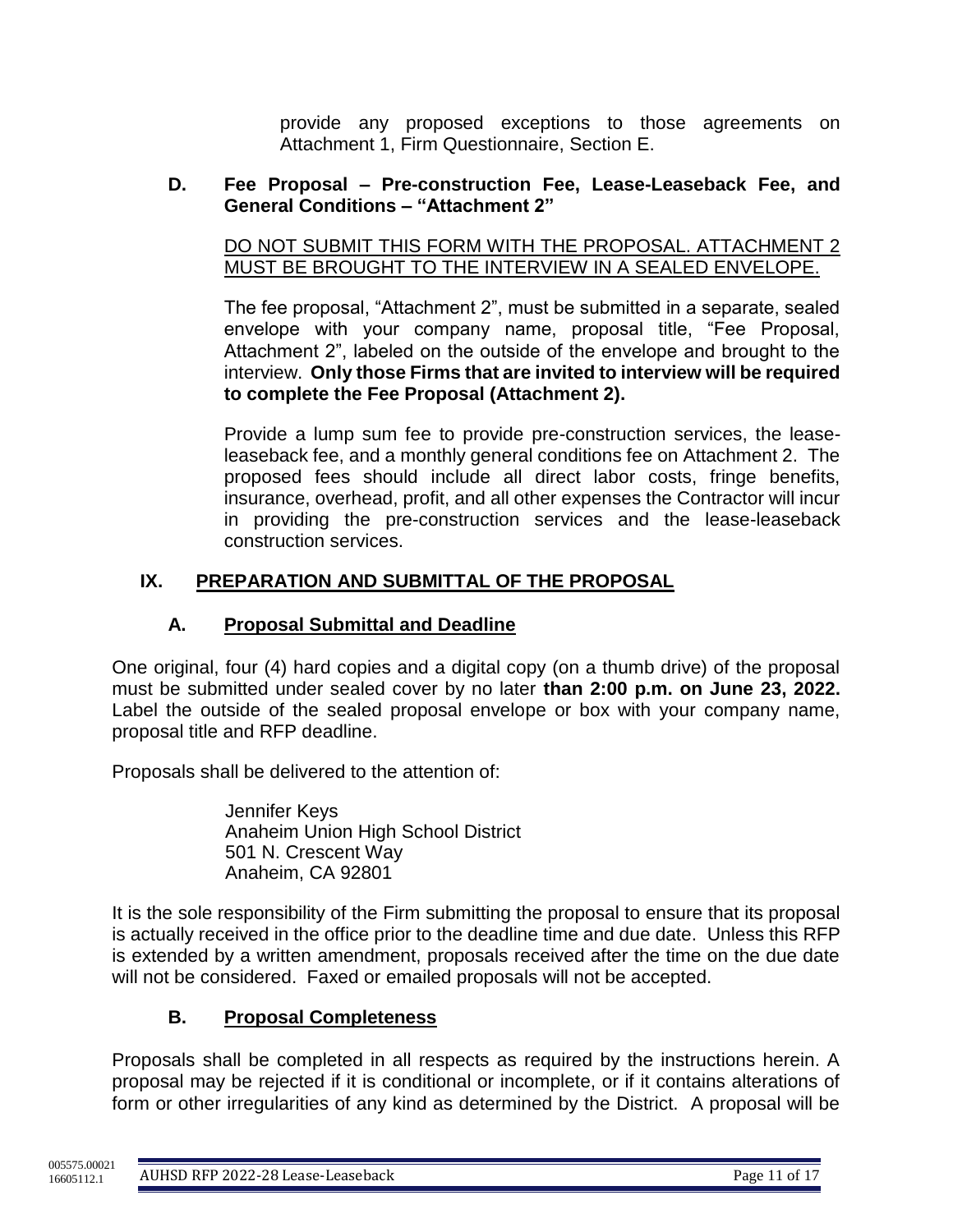provide any proposed exceptions to those agreements on Attachment 1, Firm Questionnaire, Section E.

### D. Fee Proposal – Pre-construction Fee, Lease-Leaseback Fee, and General Conditions – "Attachment 2"

<u>DO NOT SUBMIT THIS FORM WITH THE PROPOSAL. ATTACHMENT 2 MUST BE BROUGHT TO THE INTERVIEW IN A SEALED ENVELOPE.</u>

The fee proposal, "Attachment 2", must be submitted in a separate, sealed envelope with your company name, proposal title, "Fee Proposal, Attachment 2", labeled on the outside of the envelope and brought to the interview. **Only those Firms that are invited to interview will be required to complete the Fee Proposal (Attachment 2).**

Provide a lump sum fee to provide pre-construction services, the lease-leaseback fee, and a monthly general conditions fee on Attachment 2. The proposed fees should include all direct labor costs, fringe benefits, insurance, overhead, profit, and all other expenses the Contractor will incur in providing the pre-construction services and the lease-leaseback construction services.

## IX. PREPARATION AND SUBMITTAL OF THE PROPOSAL

### A. Proposal Submittal and Deadline

One original, four (4) hard copies and a digital copy (on a thumb drive) of the proposal must be submitted under sealed cover by no later **than 2:00 p.m. on June 23, 2022.** Label the outside of the sealed proposal envelope or box with your company name, proposal title and RFP deadline.

Proposals shall be delivered to the attention of:

Jennifer Keys
Anaheim Union High School District
501 N. Crescent Way
Anaheim, CA 92801

It is the sole responsibility of the Firm submitting the proposal to ensure that its proposal is actually received in the office prior to the deadline time and due date. Unless this RFP is extended by a written amendment, proposals received after the time on the due date will not be considered. Faxed or emailed proposals will not be accepted.

### B. Proposal Completeness

Proposals shall be completed in all respects as required by the instructions herein. A proposal may be rejected if it is conditional or incomplete, or if it contains alterations of form or other irregularities of any kind as determined by the District. A proposal will be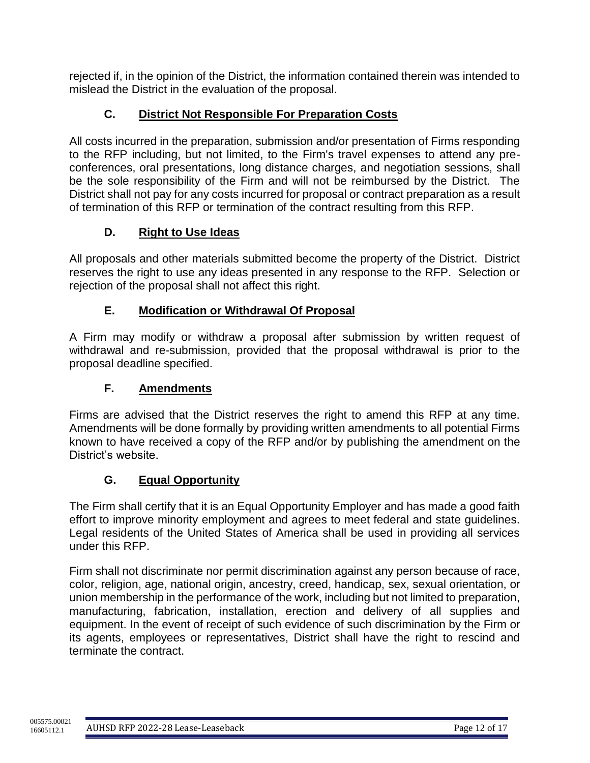rejected if, in the opinion of the District, the information contained therein was intended to mislead the District in the evaluation of the proposal.

### C. District Not Responsible For Preparation Costs

All costs incurred in the preparation, submission and/or presentation of Firms responding to the RFP including, but not limited, to the Firm's travel expenses to attend any pre-conferences, oral presentations, long distance charges, and negotiation sessions, shall be the sole responsibility of the Firm and will not be reimbursed by the District. The District shall not pay for any costs incurred for proposal or contract preparation as a result of termination of this RFP or termination of the contract resulting from this RFP.

### D. Right to Use Ideas

All proposals and other materials submitted become the property of the District. District reserves the right to use any ideas presented in any response to the RFP. Selection or rejection of the proposal shall not affect this right.

### E. Modification or Withdrawal Of Proposal

A Firm may modify or withdraw a proposal after submission by written request of withdrawal and re-submission, provided that the proposal withdrawal is prior to the proposal deadline specified.

### F. Amendments

Firms are advised that the District reserves the right to amend this RFP at any time. Amendments will be done formally by providing written amendments to all potential Firms known to have received a copy of the RFP and/or by publishing the amendment on the District's website.

### G. Equal Opportunity

The Firm shall certify that it is an Equal Opportunity Employer and has made a good faith effort to improve minority employment and agrees to meet federal and state guidelines. Legal residents of the United States of America shall be used in providing all services under this RFP.

Firm shall not discriminate nor permit discrimination against any person because of race, color, religion, age, national origin, ancestry, creed, handicap, sex, sexual orientation, or union membership in the performance of the work, including but not limited to preparation, manufacturing, fabrication, installation, erection and delivery of all supplies and equipment. In the event of receipt of such evidence of such discrimination by the Firm or its agents, employees or representatives, District shall have the right to rescind and terminate the contract.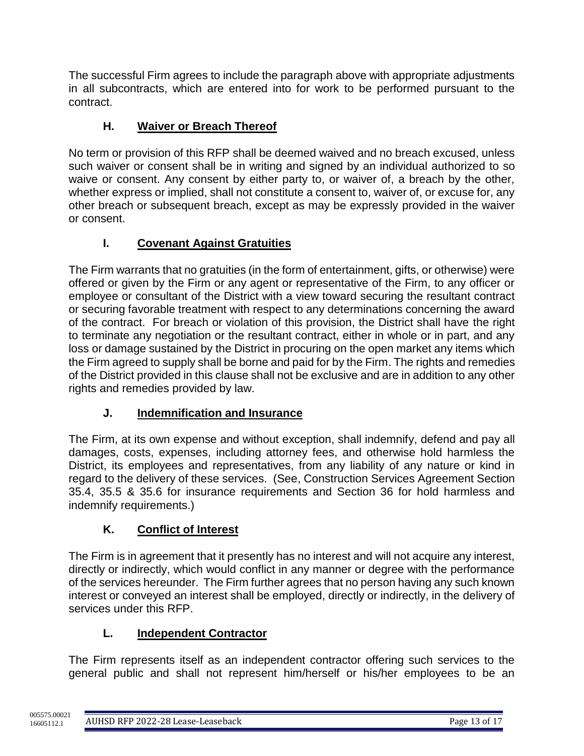The successful Firm agrees to include the paragraph above with appropriate adjustments in all subcontracts, which are entered into for work to be performed pursuant to the contract.

### H. Waiver or Breach Thereof

No term or provision of this RFP shall be deemed waived and no breach excused, unless such waiver or consent shall be in writing and signed by an individual authorized to so waive or consent. Any consent by either party to, or waiver of, a breach by the other, whether express or implied, shall not constitute a consent to, waiver of, or excuse for, any other breach or subsequent breach, except as may be expressly provided in the waiver or consent.

### I. Covenant Against Gratuities

The Firm warrants that no gratuities (in the form of entertainment, gifts, or otherwise) were offered or given by the Firm or any agent or representative of the Firm, to any officer or employee or consultant of the District with a view toward securing the resultant contract or securing favorable treatment with respect to any determinations concerning the award of the contract. For breach or violation of this provision, the District shall have the right to terminate any negotiation or the resultant contract, either in whole or in part, and any loss or damage sustained by the District in procuring on the open market any items which the Firm agreed to supply shall be borne and paid for by the Firm. The rights and remedies of the District provided in this clause shall not be exclusive and are in addition to any other rights and remedies provided by law.

### J. Indemnification and Insurance

The Firm, at its own expense and without exception, shall indemnify, defend and pay all damages, costs, expenses, including attorney fees, and otherwise hold harmless the District, its employees and representatives, from any liability of any nature or kind in regard to the delivery of these services. (See, Construction Services Agreement Section 35.4, 35.5 & 35.6 for insurance requirements and Section 36 for hold harmless and indemnify requirements.)

### K. Conflict of Interest

The Firm is in agreement that it presently has no interest and will not acquire any interest, directly or indirectly, which would conflict in any manner or degree with the performance of the services hereunder. The Firm further agrees that no person having any such known interest or conveyed an interest shall be employed, directly or indirectly, in the delivery of services under this RFP.

### L. Independent Contractor

The Firm represents itself as an independent contractor offering such services to the general public and shall not represent him/herself or his/her employees to be an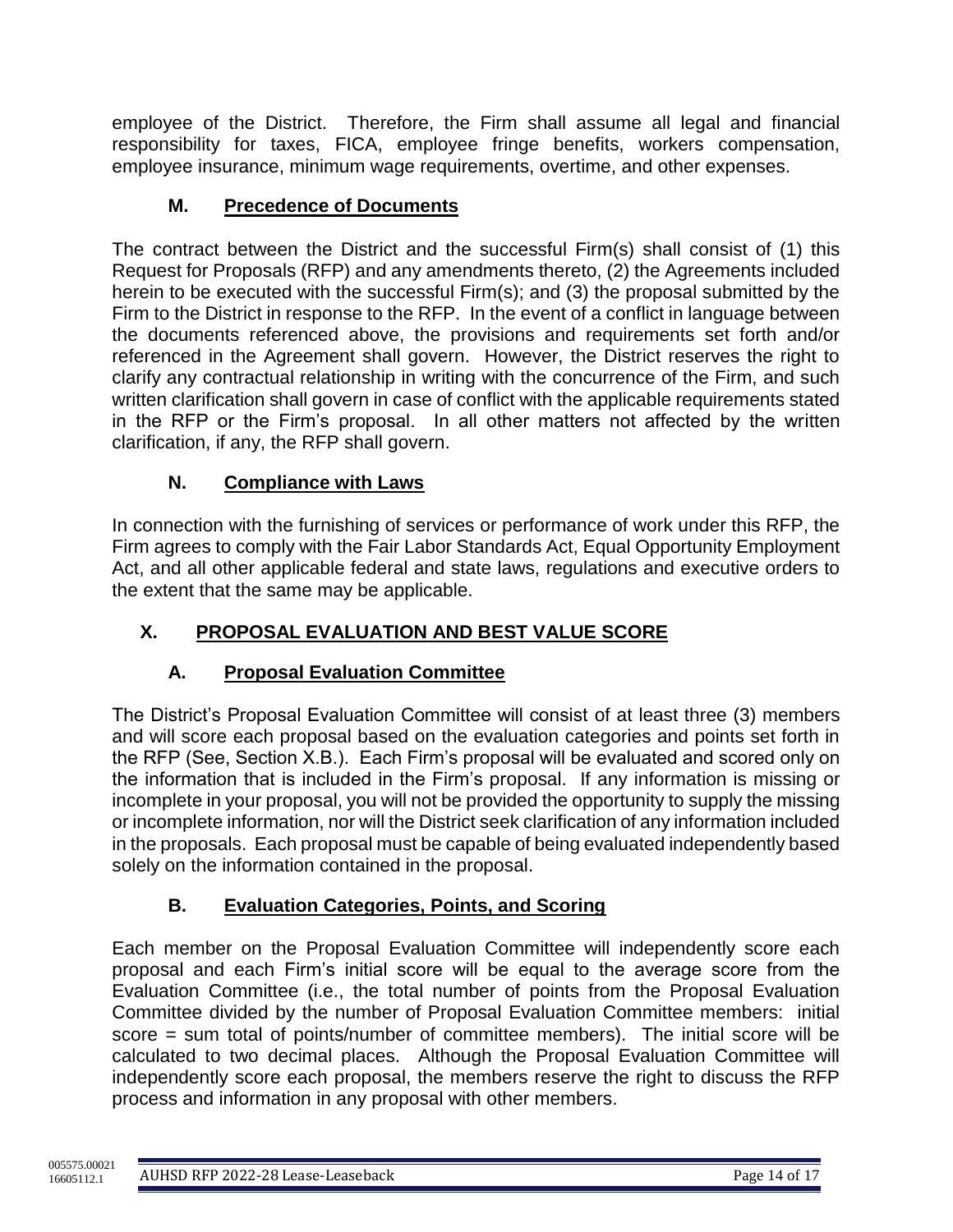employee of the District. Therefore, the Firm shall assume all legal and financial responsibility for taxes, FICA, employee fringe benefits, workers compensation, employee insurance, minimum wage requirements, overtime, and other expenses.

### M. Precedence of Documents

The contract between the District and the successful Firm(s) shall consist of (1) this Request for Proposals (RFP) and any amendments thereto, (2) the Agreements included herein to be executed with the successful Firm(s); and (3) the proposal submitted by the Firm to the District in response to the RFP. In the event of a conflict in language between the documents referenced above, the provisions and requirements set forth and/or referenced in the Agreement shall govern. However, the District reserves the right to clarify any contractual relationship in writing with the concurrence of the Firm, and such written clarification shall govern in case of conflict with the applicable requirements stated in the RFP or the Firm's proposal. In all other matters not affected by the written clarification, if any, the RFP shall govern.

### N. Compliance with Laws

In connection with the furnishing of services or performance of work under this RFP, the Firm agrees to comply with the Fair Labor Standards Act, Equal Opportunity Employment Act, and all other applicable federal and state laws, regulations and executive orders to the extent that the same may be applicable.

## X. PROPOSAL EVALUATION AND BEST VALUE SCORE

### A. Proposal Evaluation Committee

The District's Proposal Evaluation Committee will consist of at least three (3) members and will score each proposal based on the evaluation categories and points set forth in the RFP (See, Section X.B.). Each Firm's proposal will be evaluated and scored only on the information that is included in the Firm's proposal. If any information is missing or incomplete in your proposal, you will not be provided the opportunity to supply the missing or incomplete information, nor will the District seek clarification of any information included in the proposals. Each proposal must be capable of being evaluated independently based solely on the information contained in the proposal.

### B. Evaluation Categories, Points, and Scoring

Each member on the Proposal Evaluation Committee will independently score each proposal and each Firm's initial score will be equal to the average score from the Evaluation Committee (i.e., the total number of points from the Proposal Evaluation Committee divided by the number of Proposal Evaluation Committee members: initial score = sum total of points/number of committee members). The initial score will be calculated to two decimal places. Although the Proposal Evaluation Committee will independently score each proposal, the members reserve the right to discuss the RFP process and information in any proposal with other members.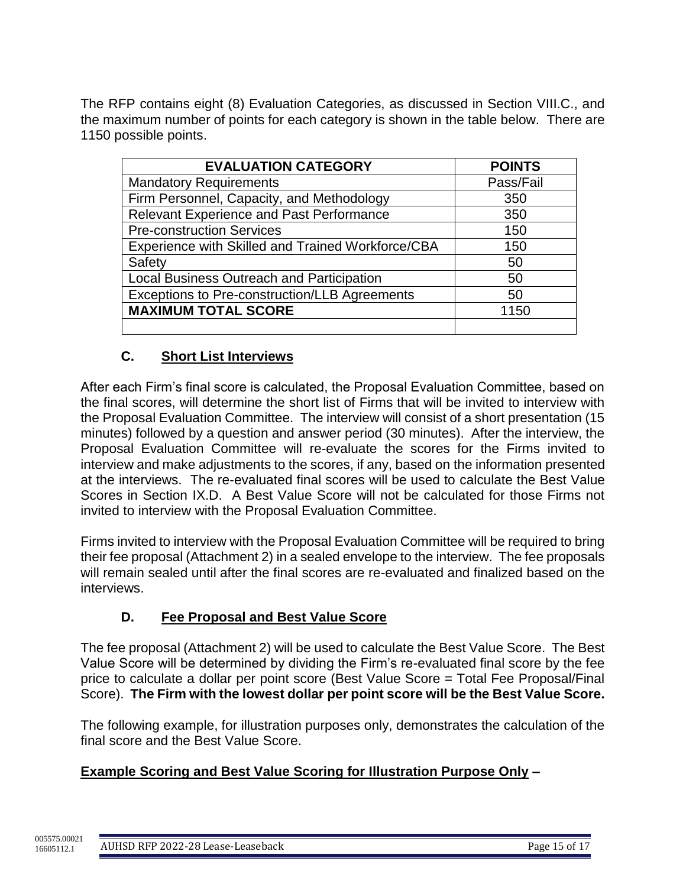The RFP contains eight (8) Evaluation Categories, as discussed in Section VIII.C., and the maximum number of points for each category is shown in the table below. There are 1150 possible points.

| EVALUATION CATEGORY | POINTS |
|---|---|
| Mandatory Requirements | Pass/Fail |
| Firm Personnel, Capacity, and Methodology | 350 |
| Relevant Experience and Past Performance | 350 |
| Pre-construction Services | 150 |
| Experience with Skilled and Trained Workforce/CBA | 150 |
| Safety | 50 |
| Local Business Outreach and Participation | 50 |
| Exceptions to Pre-construction/LLB Agreements | 50 |
| **MAXIMUM TOTAL SCORE** | 1150 |
| | |

### C. Short List Interviews

After each Firm's final score is calculated, the Proposal Evaluation Committee, based on the final scores, will determine the short list of Firms that will be invited to interview with the Proposal Evaluation Committee. The interview will consist of a short presentation (15 minutes) followed by a question and answer period (30 minutes). After the interview, the Proposal Evaluation Committee will re-evaluate the scores for the Firms invited to interview and make adjustments to the scores, if any, based on the information presented at the interviews. The re-evaluated final scores will be used to calculate the Best Value Scores in Section IX.D. A Best Value Score will not be calculated for those Firms not invited to interview with the Proposal Evaluation Committee.

Firms invited to interview with the Proposal Evaluation Committee will be required to bring their fee proposal (Attachment 2) in a sealed envelope to the interview. The fee proposals will remain sealed until after the final scores are re-evaluated and finalized based on the interviews.

### D. Fee Proposal and Best Value Score

The fee proposal (Attachment 2) will be used to calculate the Best Value Score. The Best Value Score will be determined by dividing the Firm's re-evaluated final score by the fee price to calculate a dollar per point score (Best Value Score = Total Fee Proposal/Final Score). **The Firm with the lowest dollar per point score will be the Best Value Score.**

The following example, for illustration purposes only, demonstrates the calculation of the final score and the Best Value Score.

**Example Scoring and Best Value Scoring for Illustration Purpose Only –**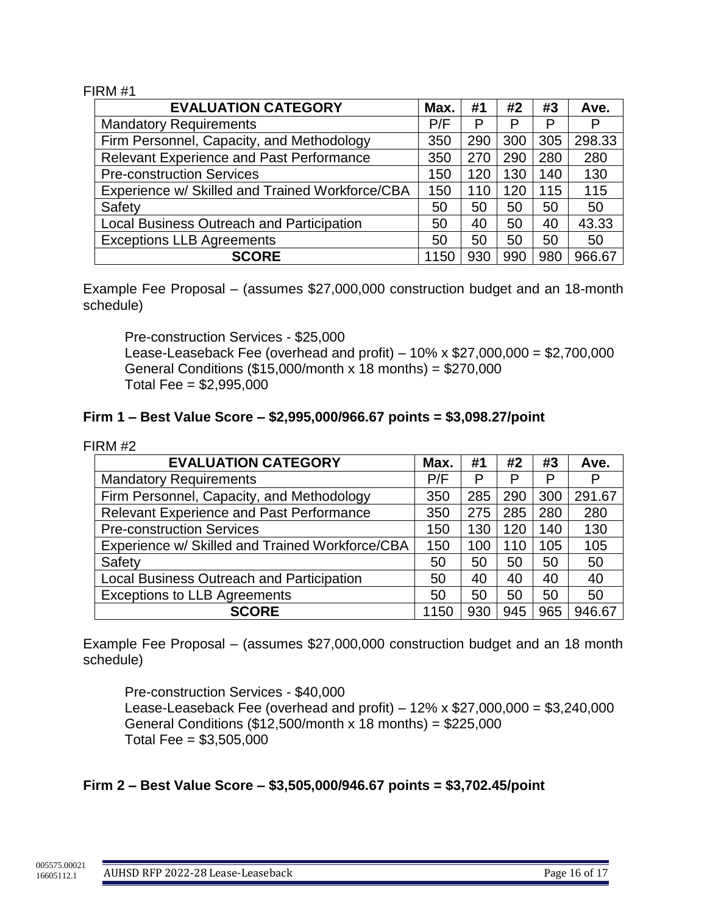FIRM #1

| EVALUATION CATEGORY | Max. | #1 | #2 | #3 | Ave. |
|---|---|---|---|---|---|
| Mandatory Requirements | P/F | P | P | P | P |
| Firm Personnel, Capacity, and Methodology | 350 | 290 | 300 | 305 | 298.33 |
| Relevant Experience and Past Performance | 350 | 270 | 290 | 280 | 280 |
| Pre-construction Services | 150 | 120 | 130 | 140 | 130 |
| Experience w/ Skilled and Trained Workforce/CBA | 150 | 110 | 120 | 115 | 115 |
| Safety | 50 | 50 | 50 | 50 | 50 |
| Local Business Outreach and Participation | 50 | 40 | 50 | 40 | 43.33 |
| Exceptions LLB Agreements | 50 | 50 | 50 | 50 | 50 |
| **SCORE** | 1150 | 930 | 990 | 980 | 966.67 |

Example Fee Proposal – (assumes $27,000,000 construction budget and an 18-month schedule)

Pre-construction Services - $25,000
Lease-Leaseback Fee (overhead and profit) – 10% x $27,000,000 = $2,700,000
General Conditions ($15,000/month x 18 months) = $270,000
Total Fee = $2,995,000

**Firm 1 – Best Value Score – $2,995,000/966.67 points = $3,098.27/point**

FIRM #2

| EVALUATION CATEGORY | Max. | #1 | #2 | #3 | Ave. |
|---|---|---|---|---|---|
| Mandatory Requirements | P/F | P | P | P | P |
| Firm Personnel, Capacity, and Methodology | 350 | 285 | 290 | 300 | 291.67 |
| Relevant Experience and Past Performance | 350 | 275 | 285 | 280 | 280 |
| Pre-construction Services | 150 | 130 | 120 | 140 | 130 |
| Experience w/ Skilled and Trained Workforce/CBA | 150 | 100 | 110 | 105 | 105 |
| Safety | 50 | 50 | 50 | 50 | 50 |
| Local Business Outreach and Participation | 50 | 40 | 40 | 40 | 40 |
| Exceptions to LLB Agreements | 50 | 50 | 50 | 50 | 50 |
| **SCORE** | 1150 | 930 | 945 | 965 | 946.67 |

Example Fee Proposal – (assumes $27,000,000 construction budget and an 18 month schedule)

Pre-construction Services - $40,000
Lease-Leaseback Fee (overhead and profit) – 12% x $27,000,000 = $3,240,000
General Conditions ($12,500/month x 18 months) = $225,000
Total Fee = $3,505,000

**Firm 2 – Best Value Score – $3,505,000/946.67 points = $3,702.45/point**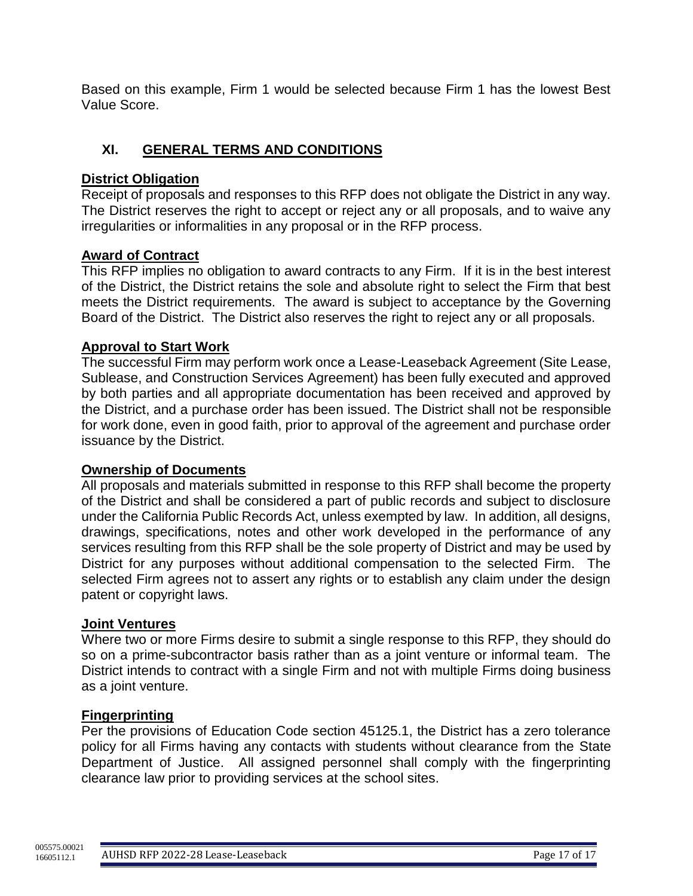Based on this example, Firm 1 would be selected because Firm 1 has the lowest Best Value Score.

## XI. GENERAL TERMS AND CONDITIONS

**District Obligation**

Receipt of proposals and responses to this RFP does not obligate the District in any way. The District reserves the right to accept or reject any or all proposals, and to waive any irregularities or informalities in any proposal or in the RFP process.

**Award of Contract**

This RFP implies no obligation to award contracts to any Firm. If it is in the best interest of the District, the District retains the sole and absolute right to select the Firm that best meets the District requirements. The award is subject to acceptance by the Governing Board of the District. The District also reserves the right to reject any or all proposals.

**Approval to Start Work**

The successful Firm may perform work once a Lease-Leaseback Agreement (Site Lease, Sublease, and Construction Services Agreement) has been fully executed and approved by both parties and all appropriate documentation has been received and approved by the District, and a purchase order has been issued. The District shall not be responsible for work done, even in good faith, prior to approval of the agreement and purchase order issuance by the District.

**Ownership of Documents**

All proposals and materials submitted in response to this RFP shall become the property of the District and shall be considered a part of public records and subject to disclosure under the California Public Records Act, unless exempted by law. In addition, all designs, drawings, specifications, notes and other work developed in the performance of any services resulting from this RFP shall be the sole property of District and may be used by District for any purposes without additional compensation to the selected Firm. The selected Firm agrees not to assert any rights or to establish any claim under the design patent or copyright laws.

**Joint Ventures**

Where two or more Firms desire to submit a single response to this RFP, they should do so on a prime-subcontractor basis rather than as a joint venture or informal team. The District intends to contract with a single Firm and not with multiple Firms doing business as a joint venture.

**Fingerprinting**

Per the provisions of Education Code section 45125.1, the District has a zero tolerance policy for all Firms having any contacts with students without clearance from the State Department of Justice. All assigned personnel shall comply with the fingerprinting clearance law prior to providing services at the school sites.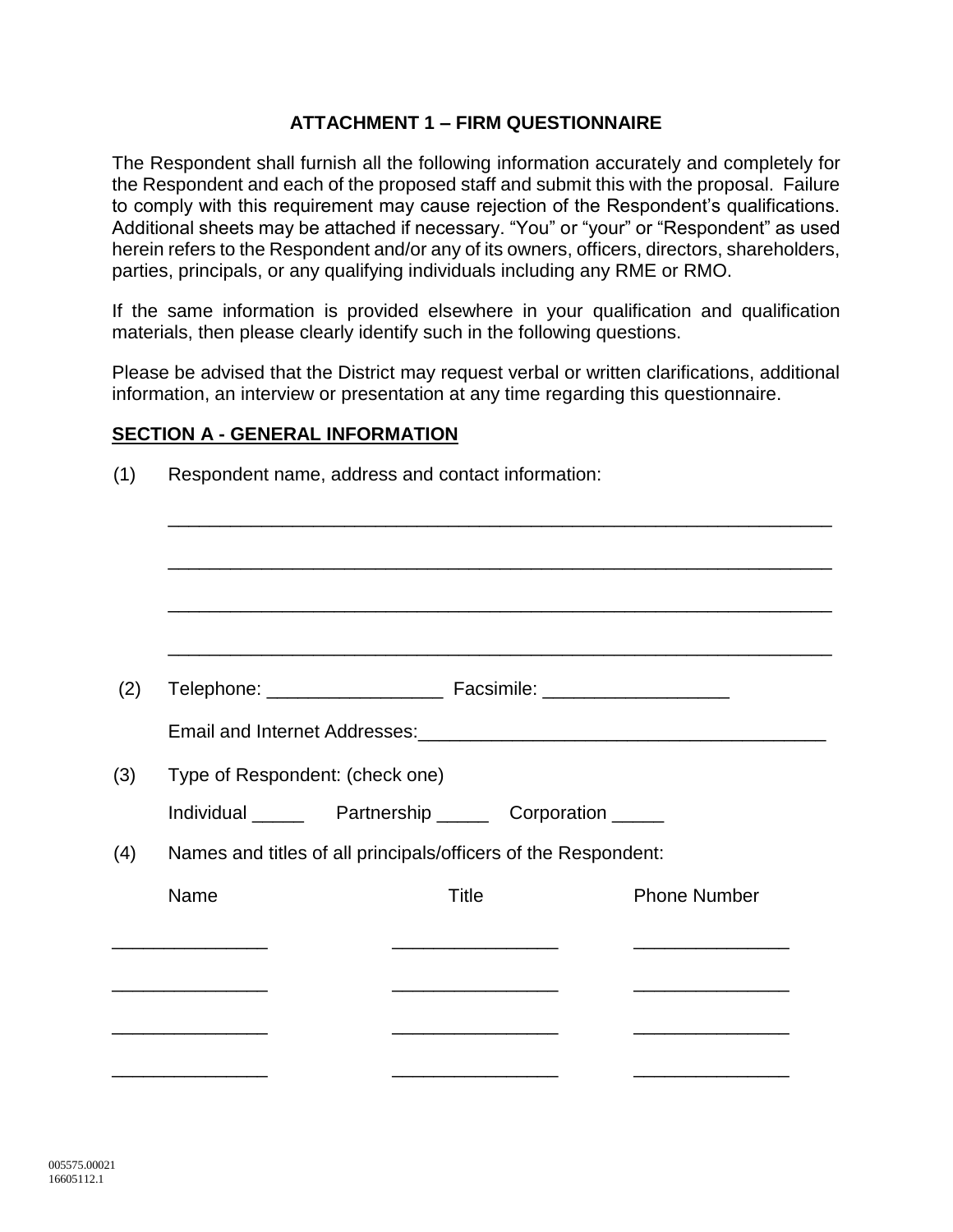**ATTACHMENT 1 – FIRM QUESTIONNAIRE**

The Respondent shall furnish all the following information accurately and completely for the Respondent and each of the proposed staff and submit this with the proposal. Failure to comply with this requirement may cause rejection of the Respondent's qualifications. Additional sheets may be attached if necessary. "You" or "your" or "Respondent" as used herein refers to the Respondent and/or any of its owners, officers, directors, shareholders, parties, principals, or any qualifying individuals including any RME or RMO.

If the same information is provided elsewhere in your qualification and qualification materials, then please clearly identify such in the following questions.

Please be advised that the District may request verbal or written clarifications, additional information, an interview or presentation at any time regarding this questionnaire.

**SECTION A - GENERAL INFORMATION**

(1) Respondent name, address and contact information:

_______________________________________________________________

_______________________________________________________________

_______________________________________________________________

_______________________________________________________________

(2) Telephone: _________________ Facsimile: __________________

Email and Internet Addresses:_______________________________________

(3) Type of Respondent: (check one)

Individual _____ Partnership _____ Corporation _____

(4) Names and titles of all principals/officers of the Respondent:

| Name | Title | Phone Number |
|---|---|---|
| _______________ | ________________ | _______________ |
| _______________ | ________________ | _______________ |
| _______________ | ________________ | _______________ |
| _______________ | ________________ | _______________ |

005575.00021
16605112.1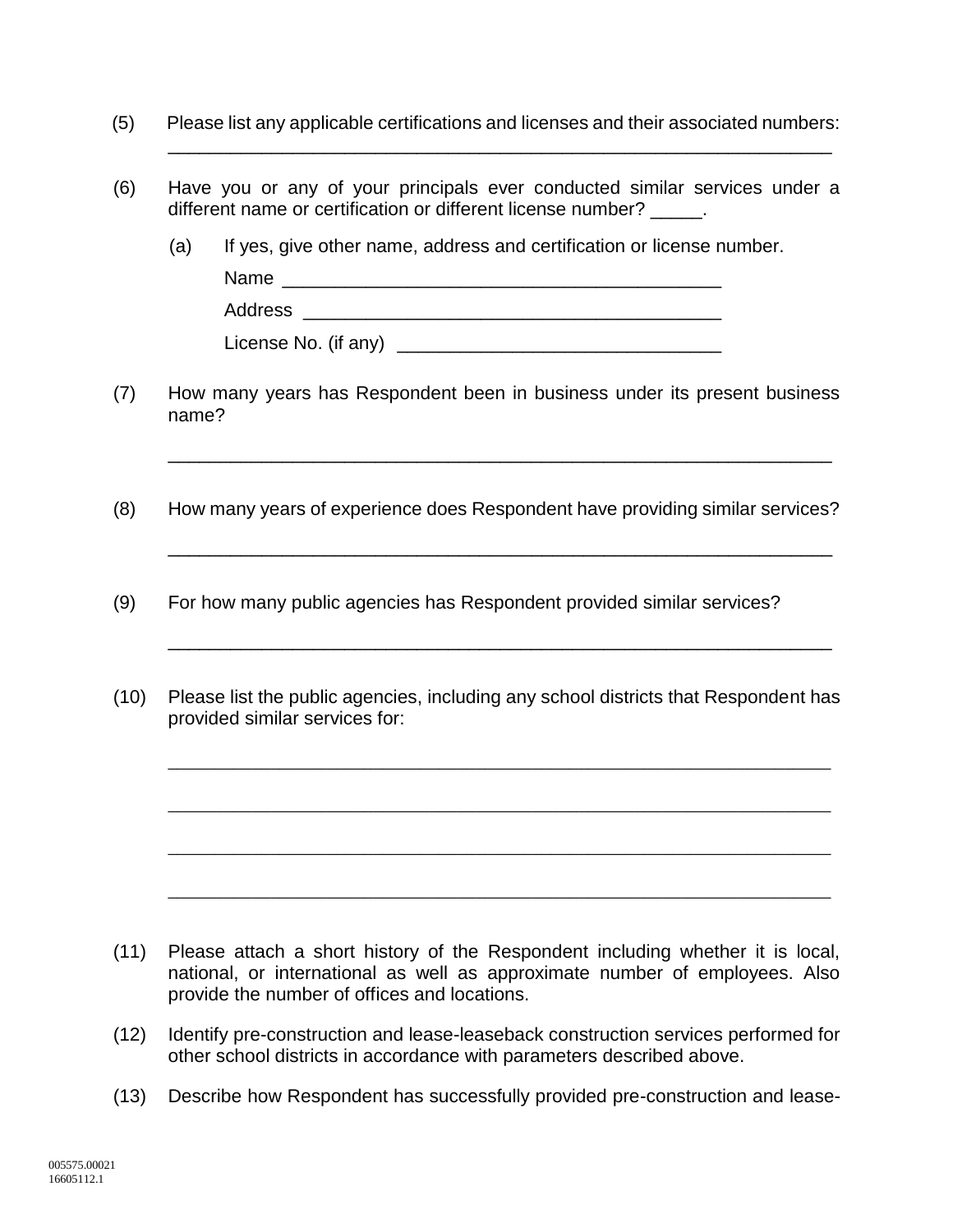(5) Please list any applicable certifications and licenses and their associated numbers: _______________________________________________________________

(6) Have you or any of your principals ever conducted similar services under a different name or certification or different license number? _____.

   (a) If yes, give other name, address and certification or license number.

   Name ___________________________________________

   Address _________________________________________

   License No. (if any) _______________________________

(7) How many years has Respondent been in business under its present business name?

_______________________________________________________________

(8) How many years of experience does Respondent have providing similar services?

_______________________________________________________________

(9) For how many public agencies has Respondent provided similar services?

_______________________________________________________________

(10) Please list the public agencies, including any school districts that Respondent has provided similar services for:

_______________________________________________________________

_______________________________________________________________

_______________________________________________________________

_______________________________________________________________

(11) Please attach a short history of the Respondent including whether it is local, national, or international as well as approximate number of employees. Also provide the number of offices and locations.

(12) Identify pre-construction and lease-leaseback construction services performed for other school districts in accordance with parameters described above.

(13) Describe how Respondent has successfully provided pre-construction and lease-

005575.00021
16605112.1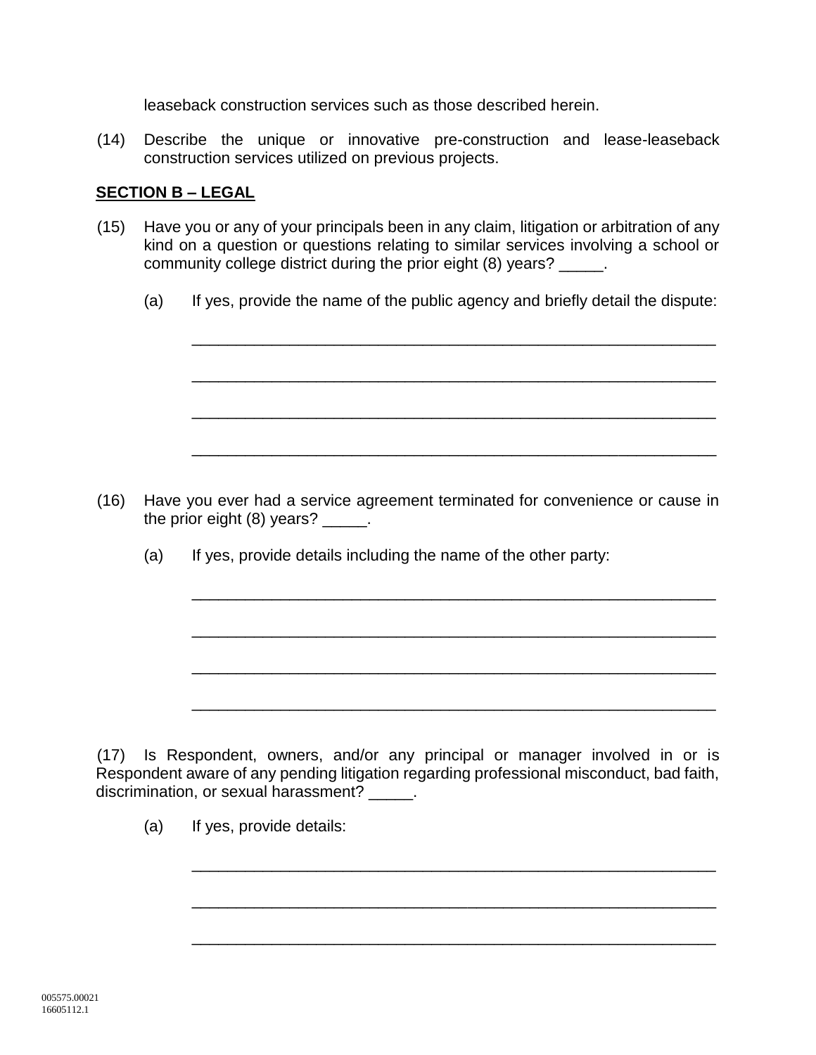leaseback construction services such as those described herein.

(14) Describe the unique or innovative pre-construction and lease-leaseback construction services utilized on previous projects.

**SECTION B – LEGAL**

(15) Have you or any of your principals been in any claim, litigation or arbitration of any kind on a question or questions relating to similar services involving a school or community college district during the prior eight (8) years? _____.

(a) If yes, provide the name of the public agency and briefly detail the dispute:

_______________________________________________________________

_______________________________________________________________

_______________________________________________________________

_______________________________________________________________

(16) Have you ever had a service agreement terminated for convenience or cause in the prior eight (8) years? _____.

(a) If yes, provide details including the name of the other party:

_______________________________________________________________

_______________________________________________________________

_______________________________________________________________

_______________________________________________________________

(17) Is Respondent, owners, and/or any principal or manager involved in or is Respondent aware of any pending litigation regarding professional misconduct, bad faith, discrimination, or sexual harassment? _____.

(a) If yes, provide details:

_______________________________________________________________

_______________________________________________________________

_______________________________________________________________

005575.00021
16605112.1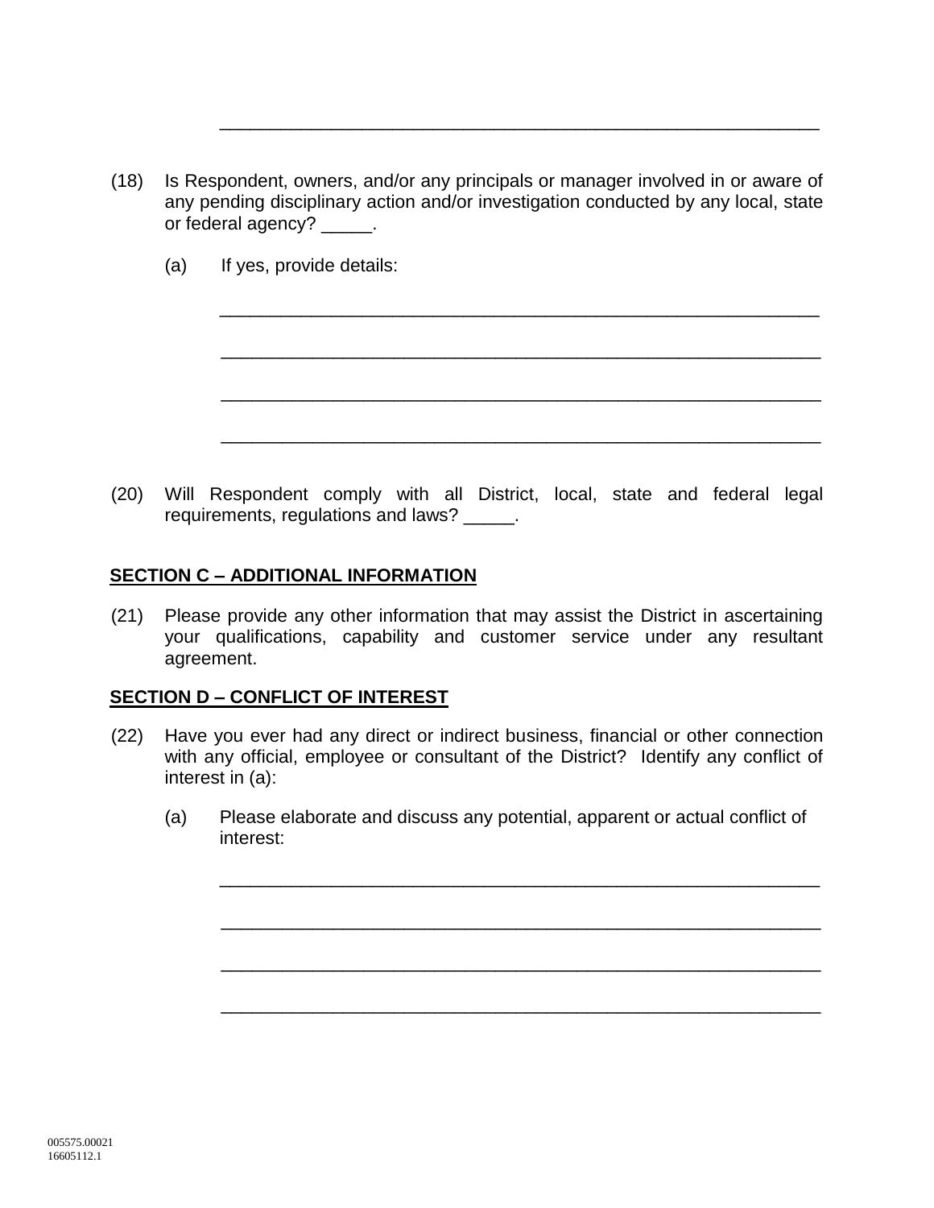\_\_\_\_\_\_\_\_\_\_\_\_\_\_\_\_\_\_\_\_\_\_\_\_\_\_\_\_\_\_\_\_\_\_\_\_\_\_\_\_\_\_\_\_\_\_\_\_\_\_\_\_\_\_\_\_\_\_\_\_

(18) Is Respondent, owners, and/or any principals or manager involved in or aware of any pending disciplinary action and/or investigation conducted by any local, state or federal agency? \_\_\_\_\_.

(a) If yes, provide details:

\_\_\_\_\_\_\_\_\_\_\_\_\_\_\_\_\_\_\_\_\_\_\_\_\_\_\_\_\_\_\_\_\_\_\_\_\_\_\_\_\_\_\_\_\_\_\_\_\_\_\_\_\_\_\_\_\_\_\_\_

\_\_\_\_\_\_\_\_\_\_\_\_\_\_\_\_\_\_\_\_\_\_\_\_\_\_\_\_\_\_\_\_\_\_\_\_\_\_\_\_\_\_\_\_\_\_\_\_\_\_\_\_\_\_\_\_\_\_\_\_

\_\_\_\_\_\_\_\_\_\_\_\_\_\_\_\_\_\_\_\_\_\_\_\_\_\_\_\_\_\_\_\_\_\_\_\_\_\_\_\_\_\_\_\_\_\_\_\_\_\_\_\_\_\_\_\_\_\_\_\_

\_\_\_\_\_\_\_\_\_\_\_\_\_\_\_\_\_\_\_\_\_\_\_\_\_\_\_\_\_\_\_\_\_\_\_\_\_\_\_\_\_\_\_\_\_\_\_\_\_\_\_\_\_\_\_\_\_\_\_\_

(20) Will Respondent comply with all District, local, state and federal legal requirements, regulations and laws? \_\_\_\_\_.

**SECTION C – ADDITIONAL INFORMATION**

(21) Please provide any other information that may assist the District in ascertaining your qualifications, capability and customer service under any resultant agreement.

**SECTION D – CONFLICT OF INTEREST**

(22) Have you ever had any direct or indirect business, financial or other connection with any official, employee or consultant of the District? Identify any conflict of interest in (a):

(a) Please elaborate and discuss any potential, apparent or actual conflict of interest:

\_\_\_\_\_\_\_\_\_\_\_\_\_\_\_\_\_\_\_\_\_\_\_\_\_\_\_\_\_\_\_\_\_\_\_\_\_\_\_\_\_\_\_\_\_\_\_\_\_\_\_\_\_\_\_\_\_\_\_\_

\_\_\_\_\_\_\_\_\_\_\_\_\_\_\_\_\_\_\_\_\_\_\_\_\_\_\_\_\_\_\_\_\_\_\_\_\_\_\_\_\_\_\_\_\_\_\_\_\_\_\_\_\_\_\_\_\_\_\_\_

\_\_\_\_\_\_\_\_\_\_\_\_\_\_\_\_\_\_\_\_\_\_\_\_\_\_\_\_\_\_\_\_\_\_\_\_\_\_\_\_\_\_\_\_\_\_\_\_\_\_\_\_\_\_\_\_\_\_\_\_

\_\_\_\_\_\_\_\_\_\_\_\_\_\_\_\_\_\_\_\_\_\_\_\_\_\_\_\_\_\_\_\_\_\_\_\_\_\_\_\_\_\_\_\_\_\_\_\_\_\_\_\_\_\_\_\_\_\_\_\_

005575.00021
16605112.1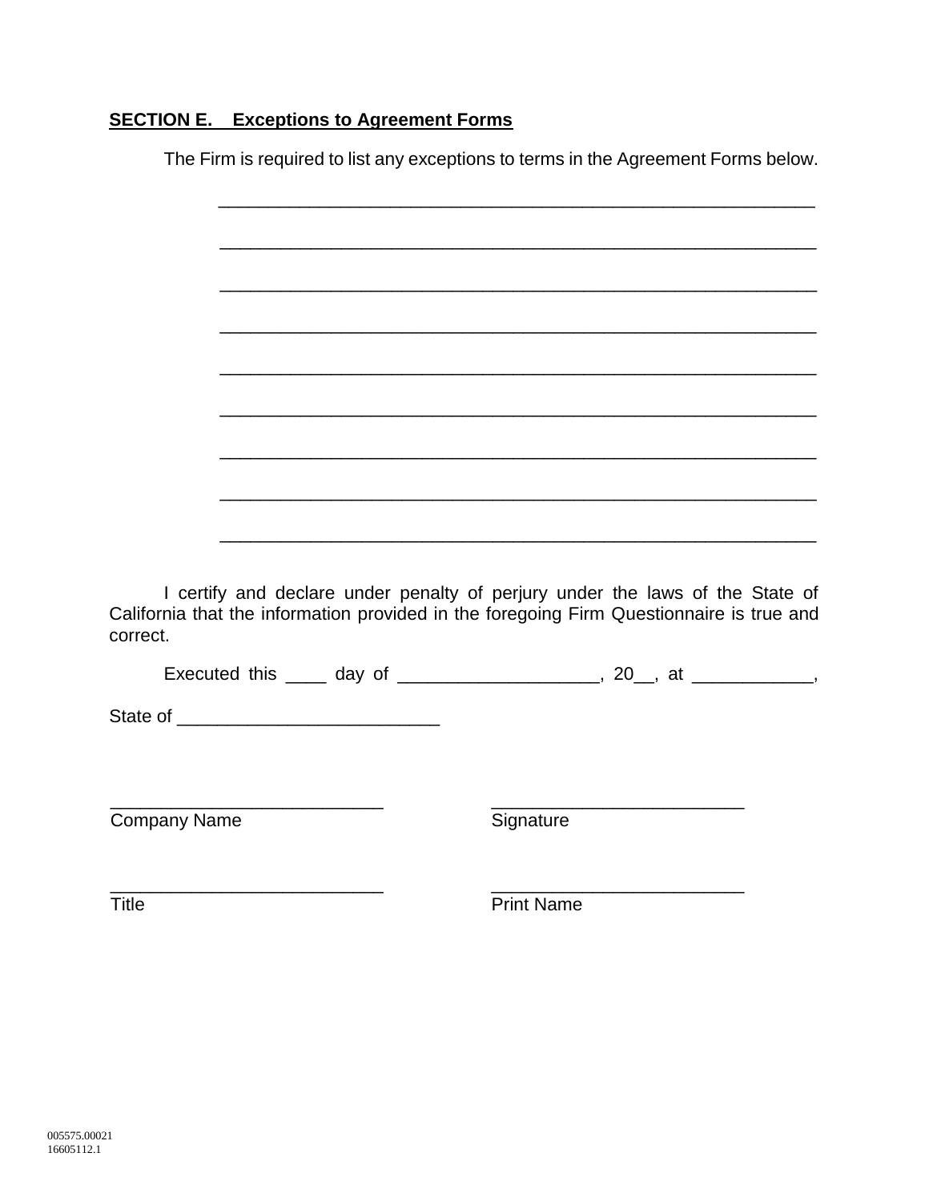**SECTION E. Exceptions to Agreement Forms**

The Firm is required to list any exceptions to terms in the Agreement Forms below.

_____________________________________________________________

_____________________________________________________________

_____________________________________________________________

_____________________________________________________________

_____________________________________________________________

_____________________________________________________________

_____________________________________________________________

_____________________________________________________________

_____________________________________________________________

I certify and declare under penalty of perjury under the laws of the State of California that the information provided in the foregoing Firm Questionnaire is true and correct.

Executed this ____ day of ____________________, 20__, at ____________,

State of __________________________

| | |
|---|---|
| ___________________________ | _________________________ |
| Company Name | Signature |
| ___________________________ | _________________________ |
| Title | Print Name |

005575.00021
16605112.1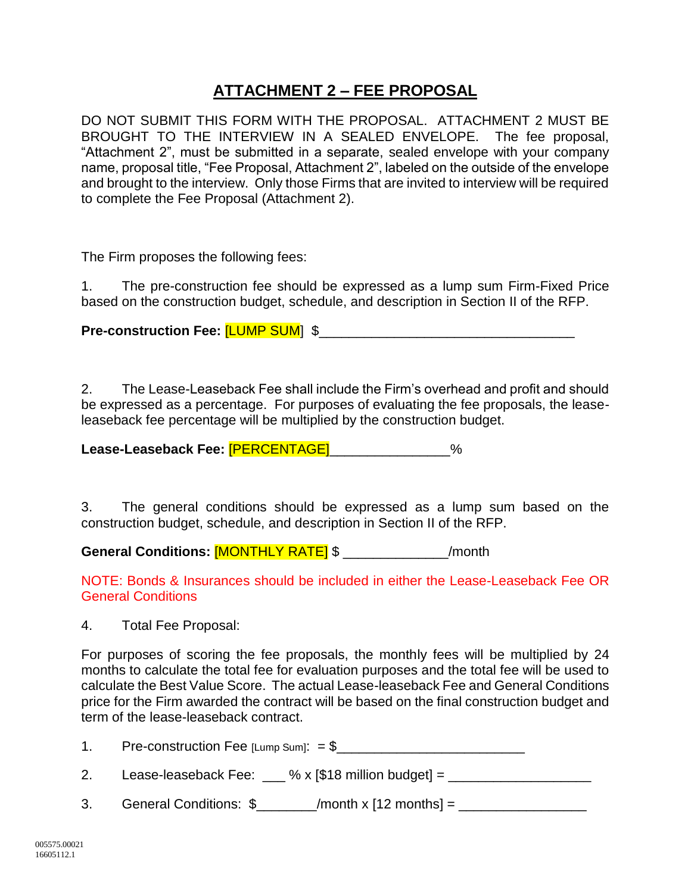# ATTACHMENT 2 – FEE PROPOSAL

DO NOT SUBMIT THIS FORM WITH THE PROPOSAL. ATTACHMENT 2 MUST BE BROUGHT TO THE INTERVIEW IN A SEALED ENVELOPE. The fee proposal, "Attachment 2", must be submitted in a separate, sealed envelope with your company name, proposal title, "Fee Proposal, Attachment 2", labeled on the outside of the envelope and brought to the interview. Only those Firms that are invited to interview will be required to complete the Fee Proposal (Attachment 2).

The Firm proposes the following fees:

1. The pre-construction fee should be expressed as a lump sum Firm-Fixed Price based on the construction budget, schedule, and description in Section II of the RFP.

**Pre-construction Fee:** [LUMP SUM] $_________________________________

2. The Lease-Leaseback Fee shall include the Firm's overhead and profit and should be expressed as a percentage. For purposes of evaluating the fee proposals, the lease-leaseback fee percentage will be multiplied by the construction budget.

**Lease-Leaseback Fee:** [PERCENTAGE]_______________%

3. The general conditions should be expressed as a lump sum based on the construction budget, schedule, and description in Section II of the RFP.

**General Conditions:** [MONTHLY RATE] $ _____________/month

NOTE: Bonds & Insurances should be included in either the Lease-Leaseback Fee OR General Conditions

4. Total Fee Proposal:

For purposes of scoring the fee proposals, the monthly fees will be multiplied by 24 months to calculate the total fee for evaluation purposes and the total fee will be used to calculate the Best Value Score. The actual Lease-leaseback Fee and General Conditions price for the Firm awarded the contract will be based on the final construction budget and term of the lease-leaseback contract.

1. Pre-construction Fee [Lump Sum]: = $________________________

2. Lease-leaseback Fee: ___ % x [$18 million budget] = __________________

3. General Conditions: $________/month x [12 months] = ________________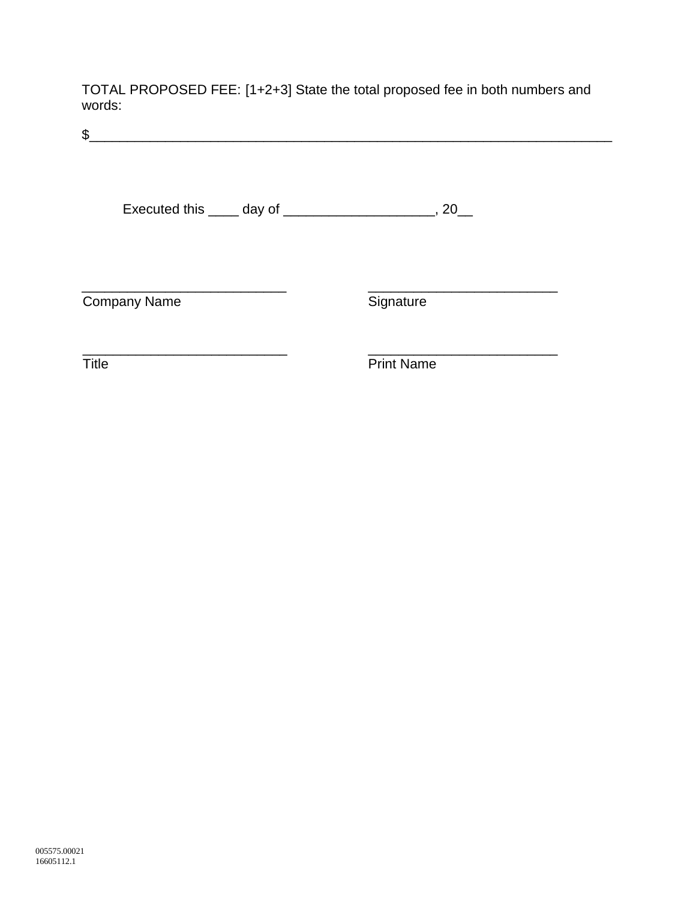TOTAL PROPOSED FEE: [1+2+3] State the total proposed fee in both numbers and words:

$___________________________________________________________________________

Executed this ____ day of ____________________, 20__

___________________________ Company Name

_________________________ Signature

___________________________ Title

_________________________ Print Name

005575.00021
16605112.1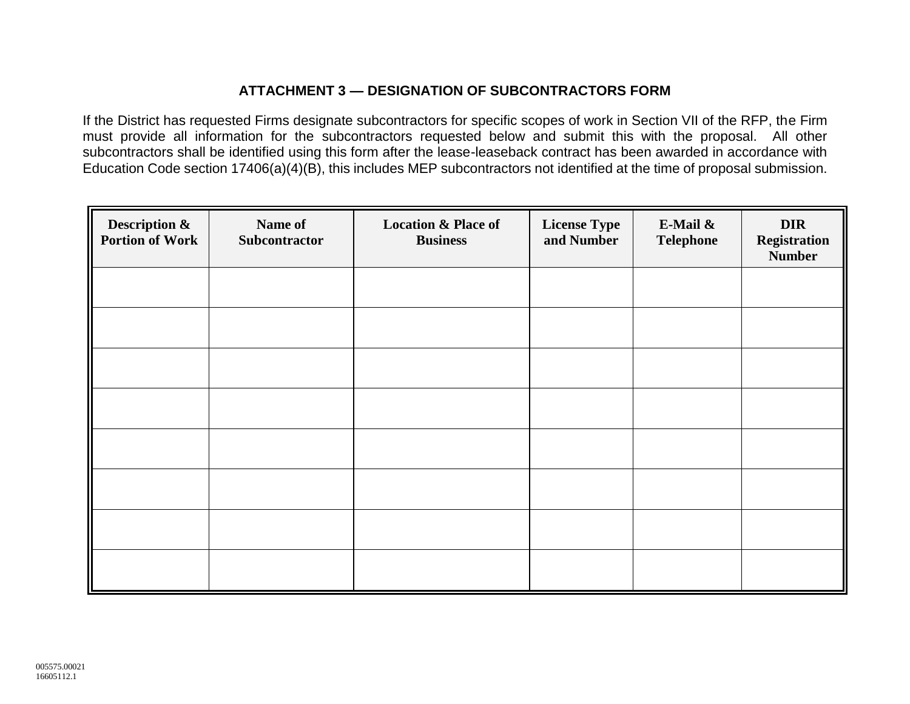## ATTACHMENT 3 — DESIGNATION OF SUBCONTRACTORS FORM

If the District has requested Firms designate subcontractors for specific scopes of work in Section VII of the RFP, the Firm must provide all information for the subcontractors requested below and submit this with the proposal. All other subcontractors shall be identified using this form after the lease-leaseback contract has been awarded in accordance with Education Code section 17406(a)(4)(B), this includes MEP subcontractors not identified at the time of proposal submission.

| Description & Portion of Work | Name of Subcontractor | Location & Place of Business | License Type and Number | E-Mail & Telephone | DIR Registration Number |
|---|---|---|---|---|---|
| | | | | | |
| | | | | | |
| | | | | | |
| | | | | | |
| | | | | | |
| | | | | | |
| | | | | | |
| | | | | | |

005575.00021
16605112.1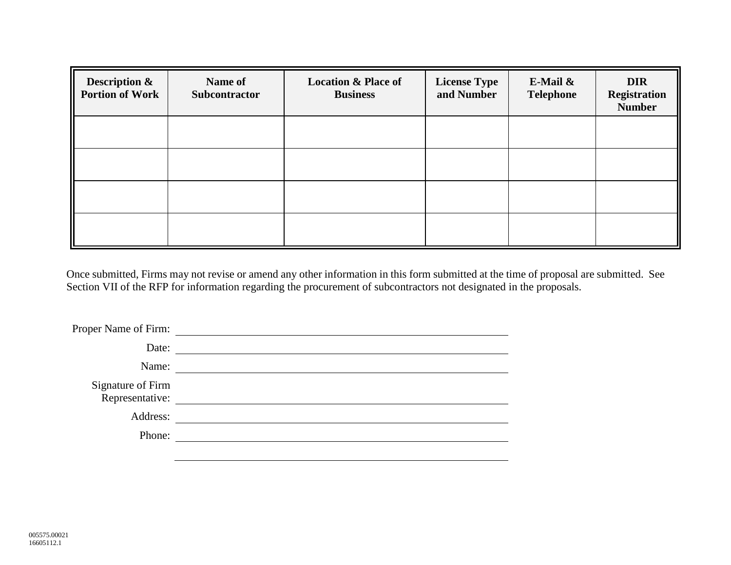| Description & Portion of Work | Name of Subcontractor | Location & Place of Business | License Type and Number | E-Mail & Telephone | DIR Registration Number |
|---|---|---|---|---|---|
| | | | | | |
| | | | | | |
| | | | | | |
| | | | | | |

Once submitted, Firms may not revise or amend any other information in this form submitted at the time of proposal are submitted. See Section VII of the RFP for information regarding the procurement of subcontractors not designated in the proposals.

Proper Name of Firm: ______________________________

Date: ______________________________

Name: ______________________________

Signature of Firm Representative: ______________________________

Address: ______________________________

Phone: ______________________________

______________________________

005575.00021
16605112.1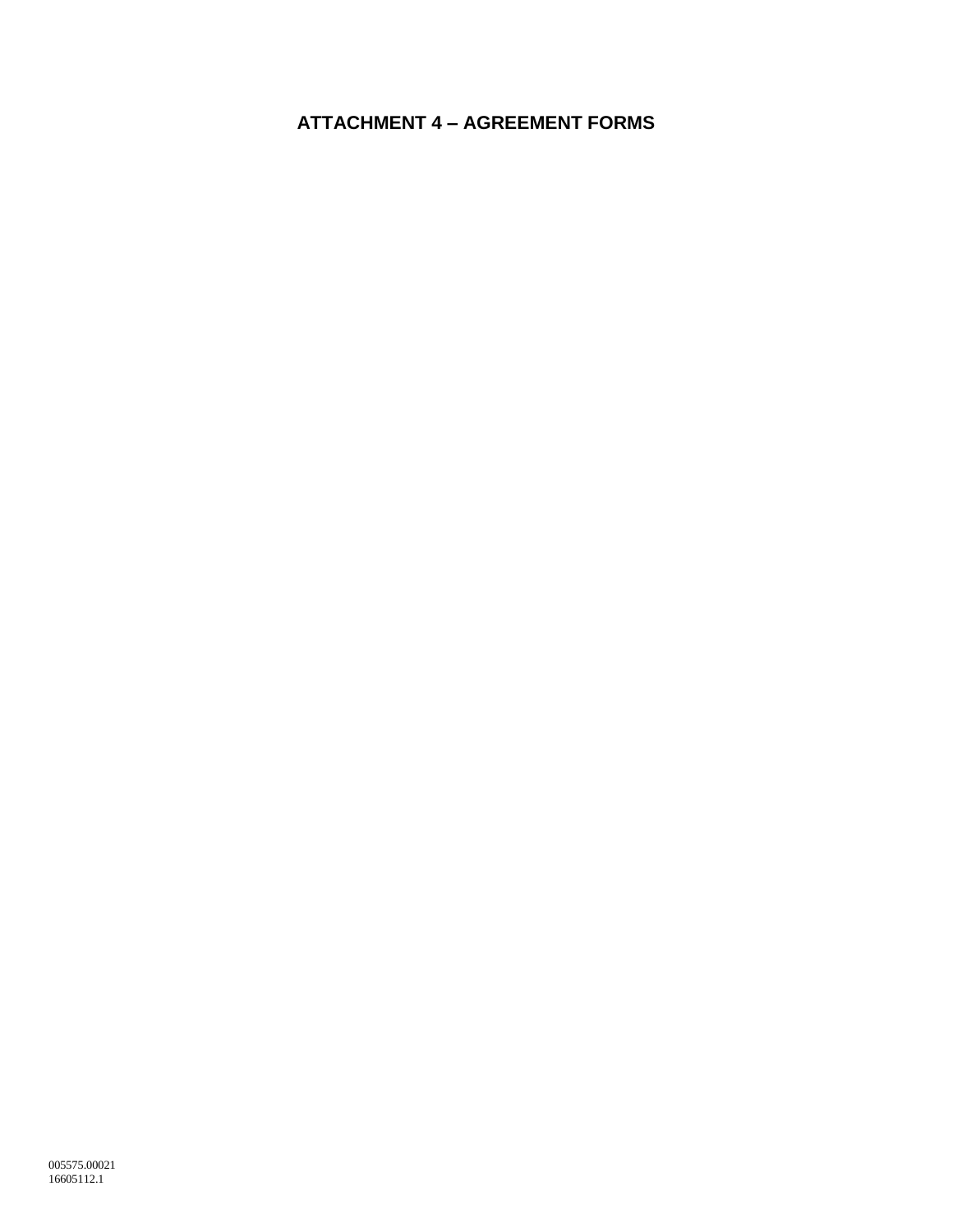# ATTACHMENT 4 – AGREEMENT FORMS

005575.00021
16605112.1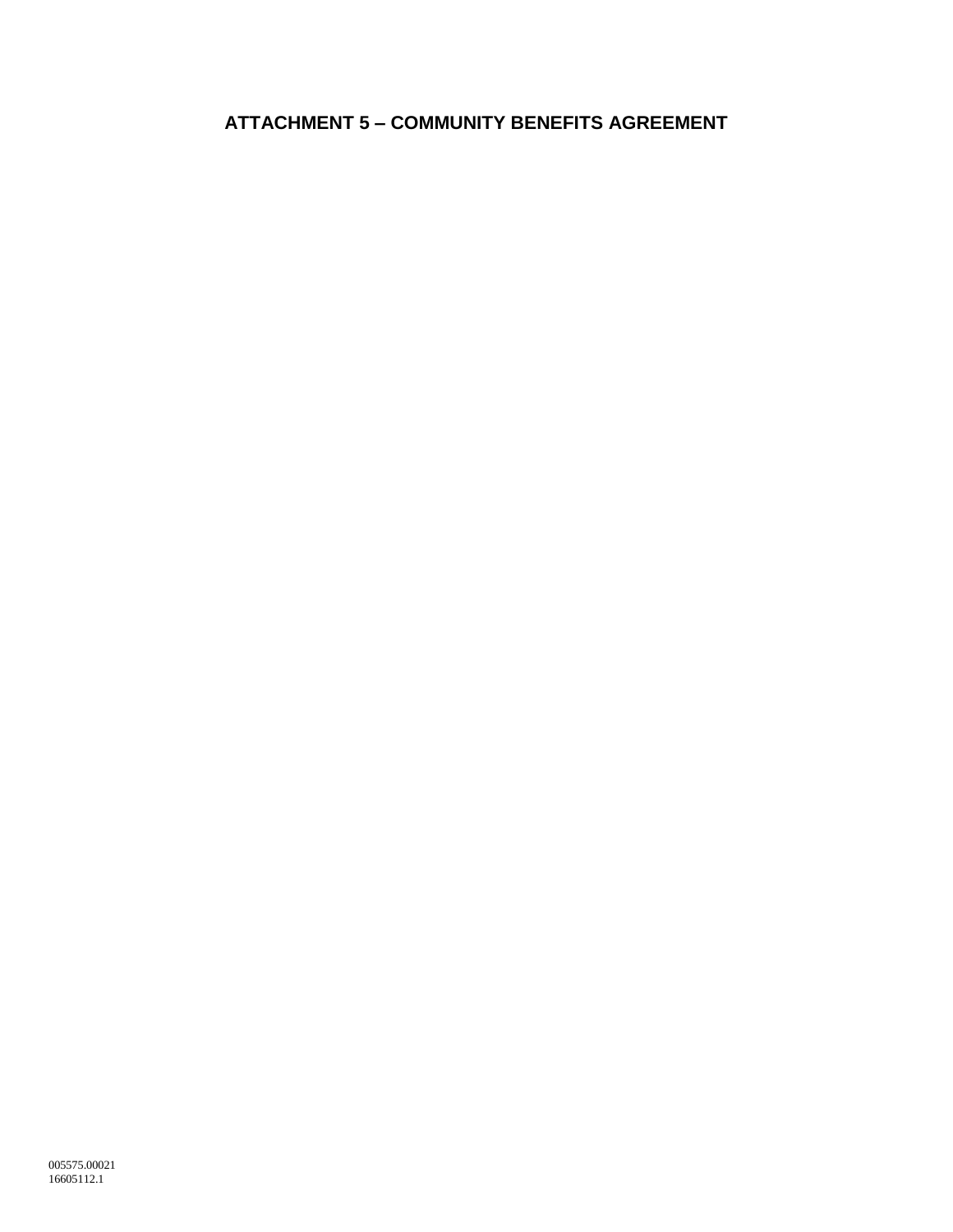# ATTACHMENT 5 – COMMUNITY BENEFITS AGREEMENT

005575.00021
16605112.1